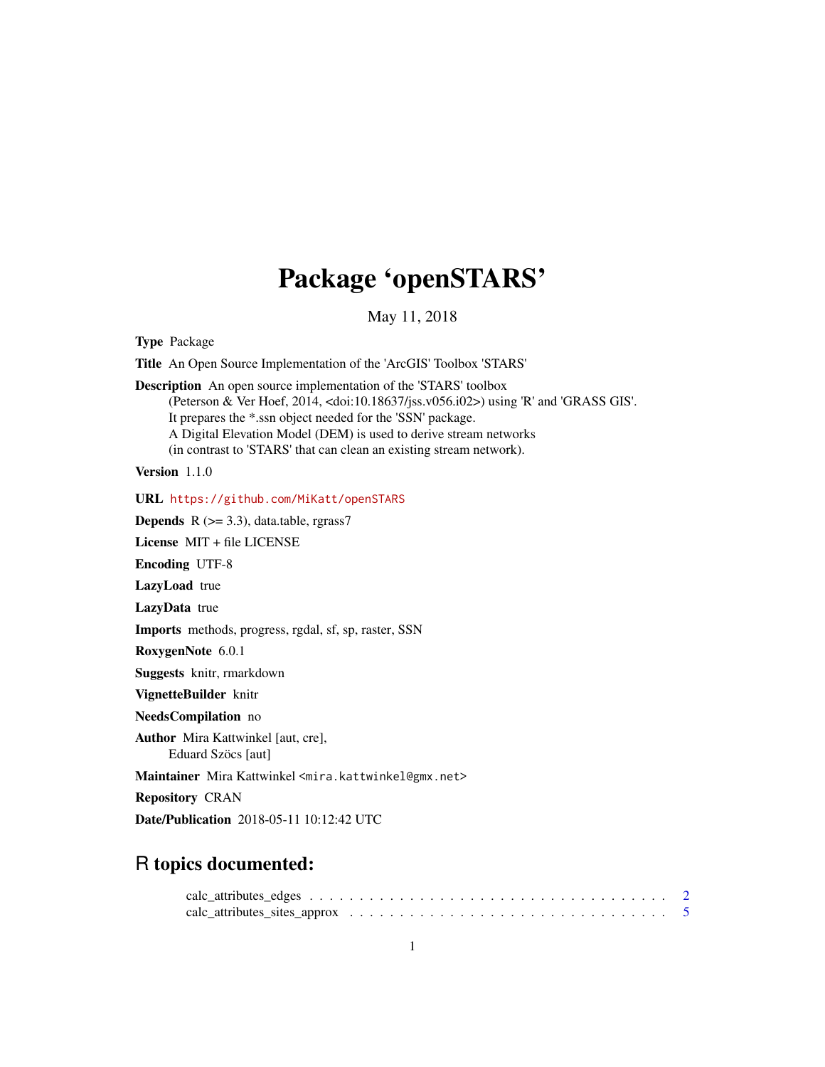# Package 'openSTARS'

May 11, 2018

**Type** Package

**Title** An Open Source Implementation of the 'ArcGIS' Toolbox 'STARS'

**Description** An open source implementation of the 'STARS' toolbox (Peterson & Ver Hoef, 2014, <doi:10.18637/jss.v056.i02>) using 'R' and 'GRASS GIS'. It prepares the *.ssn object needed for the 'SSN' package. A Digital Elevation Model (DEM) is used to derive stream networks (in contrast to 'STARS' that can clean an existing stream network).

**Version** 1.1.0

**URL** https://github.com/MiKatt/openSTARS

**Depends** R (>= 3.3), data.table, rgrass7

**License** MIT + file LICENSE

**Encoding** UTF-8

**LazyLoad** true

**LazyData** true

**Imports** methods, progress, rgdal, sf, sp, raster, SSN

**RoxygenNote** 6.0.1

**Suggests** knitr, rmarkdown

**VignetteBuilder** knitr

**NeedsCompilation** no

**Author** Mira Kattwinkel [aut, cre], Eduard Szöcs [aut]

**Maintainer** Mira Kattwinkel <mira.kattwinkel@gmx.net>

**Repository** CRAN

**Date/Publication** 2018-05-11 10:12:42 UTC

## R topics documented:

calc_attributes_edges . . . . . . . . . . . . . . . . . . . . . . . . . . . . . . . . . . . . 2
calc_attributes_sites_approx . . . . . . . . . . . . . . . . . . . . . . . . . . . . . . . . 5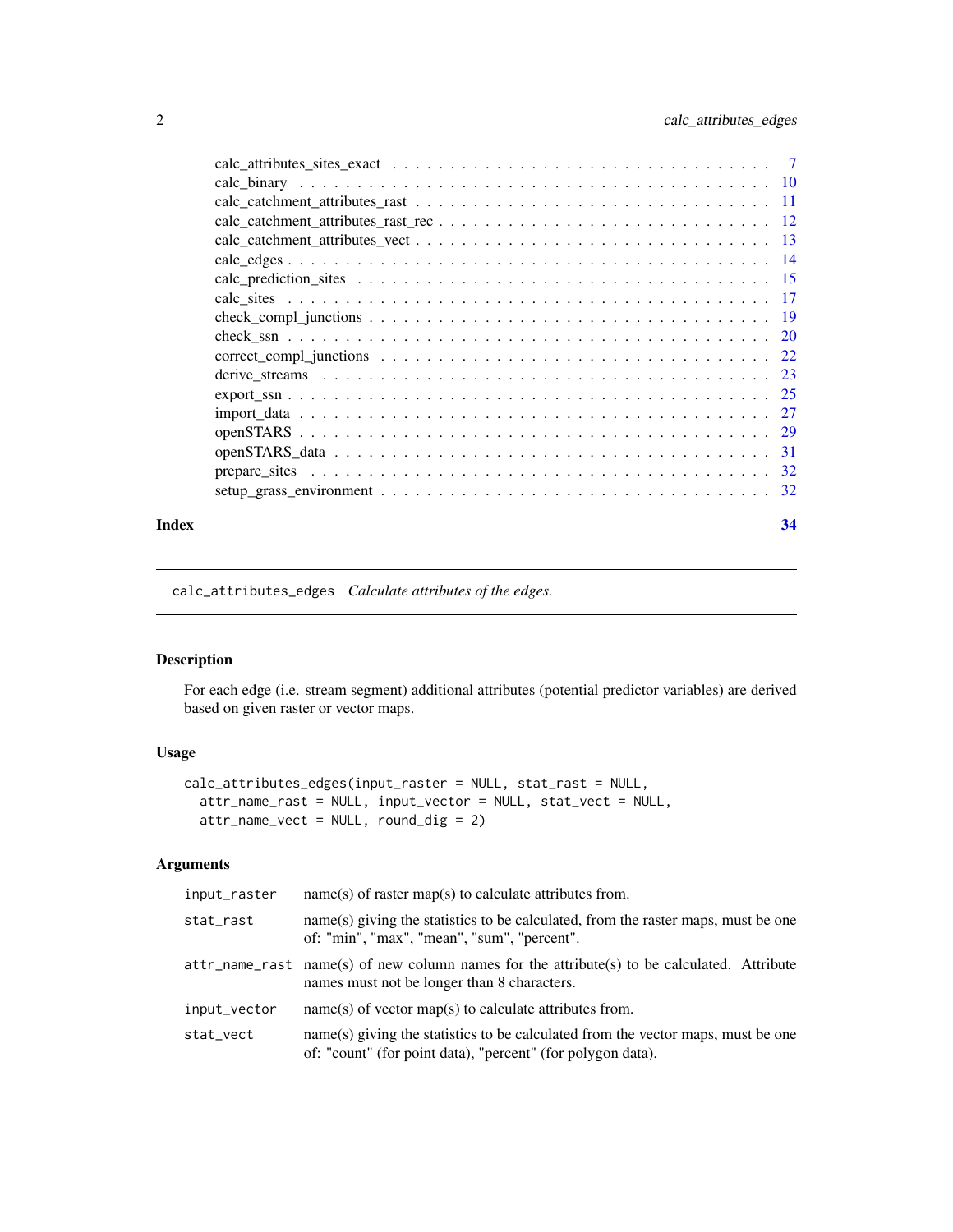| | |
|---|---|
| calc_attributes_sites_exact | 7 |
| calc_binary | 10 |
| calc_catchment_attributes_rast | 11 |
| calc_catchment_attributes_rast_rec | 12 |
| calc_catchment_attributes_vect | 13 |
| calc_edges | 14 |
| calc_prediction_sites | 15 |
| calc_sites | 17 |
| check_compl_junctions | 19 |
| check_ssn | 20 |
| correct_compl_junctions | 22 |
| derive_streams | 23 |
| export_ssn | 25 |
| import_data | 27 |
| openSTARS | 29 |
| openSTARS_data | 31 |
| prepare_sites | 32 |
| setup_grass_environment | 32 |

**Index** **34**

---

## calc_attributes_edges *Calculate attributes of the edges.*

---

### Description

For each edge (i.e. stream segment) additional attributes (potential predictor variables) are derived based on given raster or vector maps.

### Usage

```
calc_attributes_edges(input_raster = NULL, stat_rast = NULL,
  attr_name_rast = NULL, input_vector = NULL, stat_vect = NULL,
  attr_name_vect = NULL, round_dig = 2)
```

### Arguments

| | |
|---|---|
| input_raster | name(s) of raster map(s) to calculate attributes from. |
| stat_rast | name(s) giving the statistics to be calculated, from the raster maps, must be one of: "min", "max", "mean", "sum", "percent". |
| attr_name_rast | name(s) of new column names for the attribute(s) to be calculated. Attribute names must not be longer than 8 characters. |
| input_vector | name(s) of vector map(s) to calculate attributes from. |
| stat_vect | name(s) giving the statistics to be calculated from the vector maps, must be one of: "count" (for point data), "percent" (for polygon data). |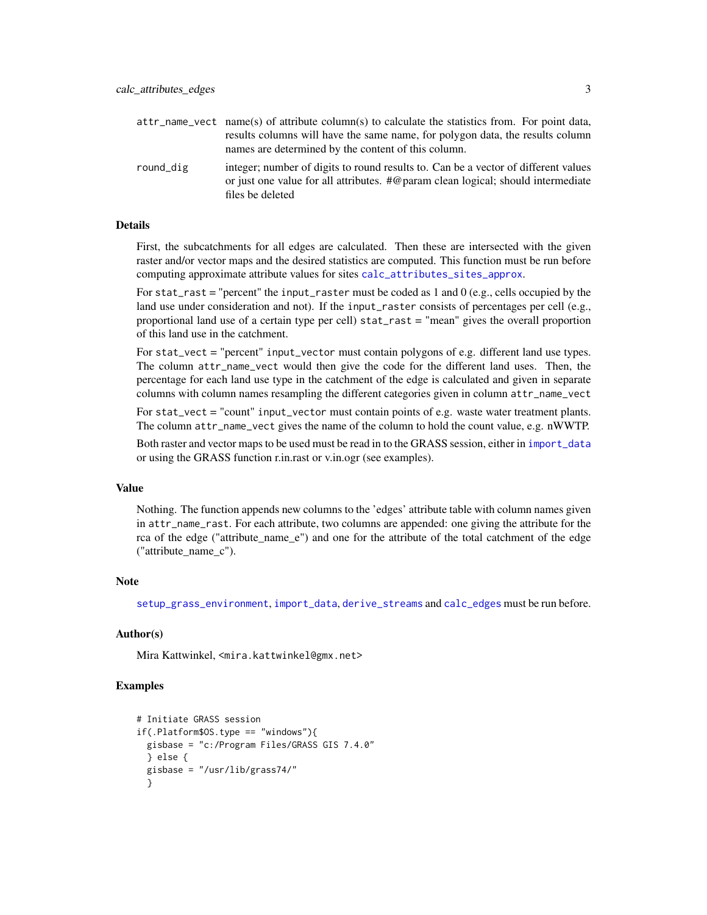| | |
|---|---|
| attr_name_vect | name(s) of attribute column(s) to calculate the statistics from. For point data, results columns will have the same name, for polygon data, the results column names are determined by the content of this column. |
| round_dig | integer; number of digits to round results to. Can be a vector of different values or just one value for all attributes. #@param clean logical; should intermediate files be deleted |

## Details

First, the subcatchments for all edges are calculated. Then these are intersected with the given raster and/or vector maps and the desired statistics are computed. This function must be run before computing approximate attribute values for sites calc_attributes_sites_approx.

For stat_rast = "percent" the input_raster must be coded as 1 and 0 (e.g., cells occupied by the land use under consideration and not). If the input_raster consists of percentages per cell (e.g., proportional land use of a certain type per cell) stat_rast = "mean" gives the overall proportion of this land use in the catchment.

For stat_vect = "percent" input_vector must contain polygons of e.g. different land use types. The column attr_name_vect would then give the code for the different land uses. Then, the percentage for each land use type in the catchment of the edge is calculated and given in separate columns with column names resampling the different categories given in column attr_name_vect

For stat_vect = "count" input_vector must contain points of e.g. waste water treatment plants. The column attr_name_vect gives the name of the column to hold the count value, e.g. nWWTP.

Both raster and vector maps to be used must be read in to the GRASS session, either in import_data or using the GRASS function r.in.rast or v.in.ogr (see examples).

## Value

Nothing. The function appends new columns to the 'edges' attribute table with column names given in attr_name_rast. For each attribute, two columns are appended: one giving the attribute for the rca of the edge ("attribute_name_e") and one for the attribute of the total catchment of the edge ("attribute_name_c").

## Note

setup_grass_environment, import_data, derive_streams and calc_edges must be run before.

## Author(s)

Mira Kattwinkel, <mira.kattwinkel@gmx.net>

## Examples

```
# Initiate GRASS session
if(.Platform$OS.type == "windows"){
  gisbase = "c:/Program Files/GRASS GIS 7.4.0"
  } else {
  gisbase = "/usr/lib/grass74/"
  }
```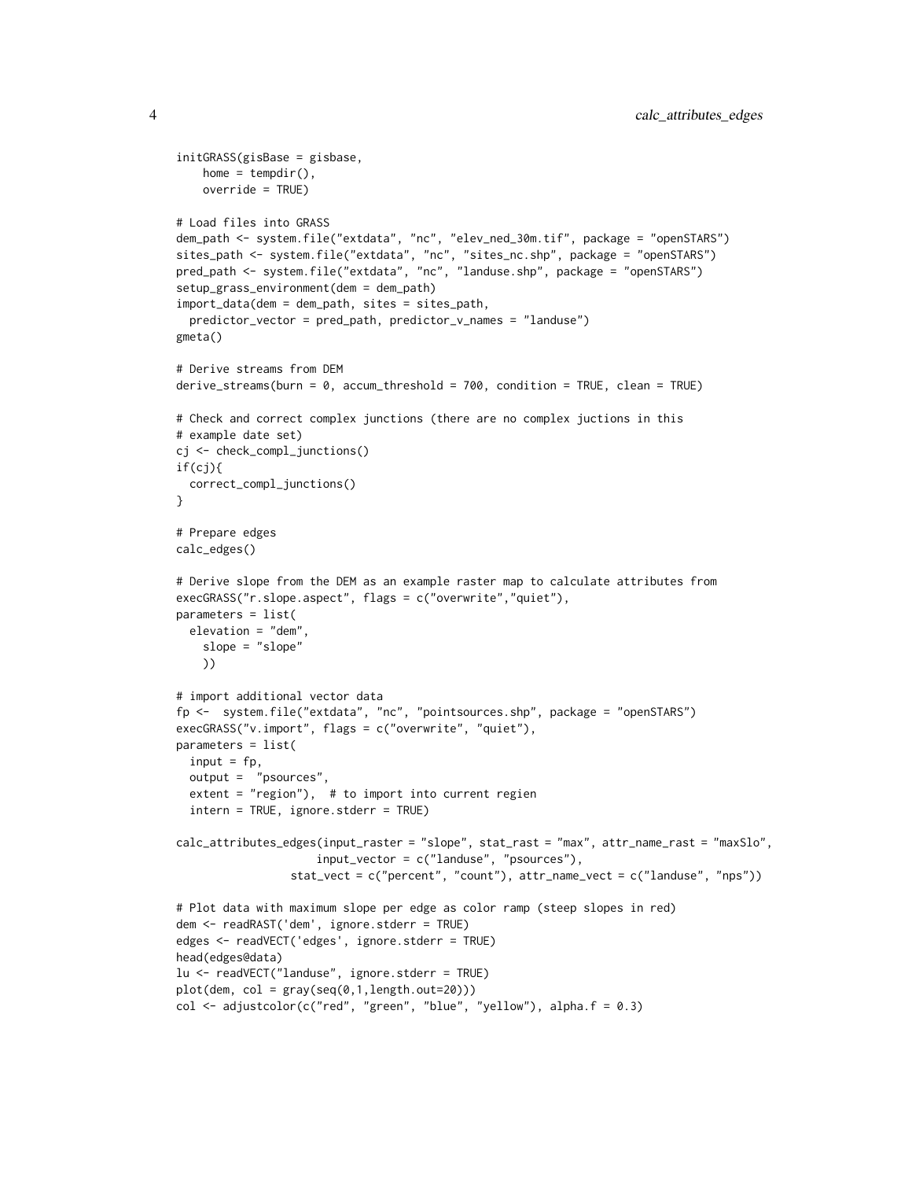```
initGRASS(gisBase = gisbase,
    home = tempdir(),
    override = TRUE)

# Load files into GRASS
dem_path <- system.file("extdata", "nc", "elev_ned_30m.tif", package = "openSTARS")
sites_path <- system.file("extdata", "nc", "sites_nc.shp", package = "openSTARS")
pred_path <- system.file("extdata", "nc", "landuse.shp", package = "openSTARS")
setup_grass_environment(dem = dem_path)
import_data(dem = dem_path, sites = sites_path,
  predictor_vector = pred_path, predictor_v_names = "landuse")
gmeta()

# Derive streams from DEM
derive_streams(burn = 0, accum_threshold = 700, condition = TRUE, clean = TRUE)

# Check and correct complex junctions (there are no complex juctions in this
# example date set)
cj <- check_compl_junctions()
if(cj){
  correct_compl_junctions()
}

# Prepare edges
calc_edges()

# Derive slope from the DEM as an example raster map to calculate attributes from
execGRASS("r.slope.aspect", flags = c("overwrite","quiet"),
parameters = list(
  elevation = "dem",
    slope = "slope"
    ))

# import additional vector data
fp <-  system.file("extdata", "nc", "pointsources.shp", package = "openSTARS")
execGRASS("v.import", flags = c("overwrite", "quiet"),
parameters = list(
  input = fp,
  output =  "psources",
  extent = "region"),  # to import into current regien
  intern = TRUE, ignore.stderr = TRUE)

calc_attributes_edges(input_raster = "slope", stat_rast = "max", attr_name_rast = "maxSlo",
                     input_vector = c("landuse", "psources"),
                 stat_vect = c("percent", "count"), attr_name_vect = c("landuse", "nps"))

# Plot data with maximum slope per edge as color ramp (steep slopes in red)
dem <- readRAST('dem', ignore.stderr = TRUE)
edges <- readVECT('edges', ignore.stderr = TRUE)
head(edges@data)
lu <- readVECT("landuse", ignore.stderr = TRUE)
plot(dem, col = gray(seq(0,1,length.out=20)))
col <- adjustcolor(c("red", "green", "blue", "yellow"), alpha.f = 0.3)
```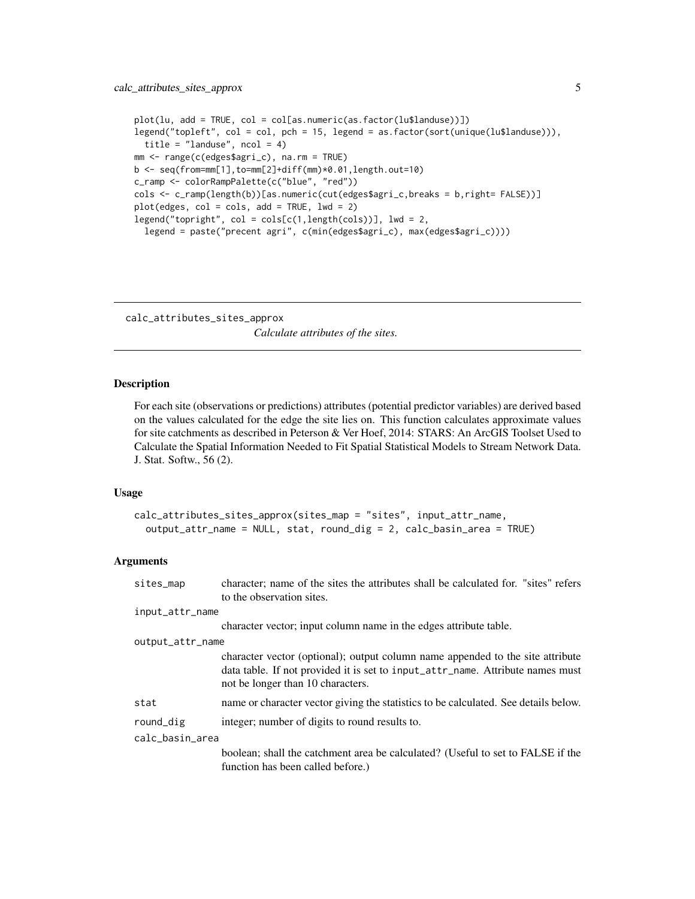```
plot(lu, add = TRUE, col = col[as.numeric(as.factor(lu$landuse))])
legend("topleft", col = col, pch = 15, legend = as.factor(sort(unique(lu$landuse))),
  title = "landuse", ncol = 4)
mm <- range(c(edges$agri_c), na.rm = TRUE)
b <- seq(from=mm[1],to=mm[2]+diff(mm)*0.01,length.out=10)
c_ramp <- colorRampPalette(c("blue", "red"))
cols <- c_ramp(length(b))[as.numeric(cut(edges$agri_c,breaks = b,right= FALSE))]
plot(edges, col = cols, add = TRUE, lwd = 2)
legend("topright", col = cols[c(1,length(cols))], lwd = 2,
  legend = paste("precent agri", c(min(edges$agri_c), max(edges$agri_c))))
```

---

## calc_attributes_sites_approx

*Calculate attributes of the sites.*

---

### Description

For each site (observations or predictions) attributes (potential predictor variables) are derived based on the values calculated for the edge the site lies on. This function calculates approximate values for site catchments as described in Peterson & Ver Hoef, 2014: STARS: An ArcGIS Toolset Used to Calculate the Spatial Information Needed to Fit Spatial Statistical Models to Stream Network Data. J. Stat. Softw., 56 (2).

### Usage

```
calc_attributes_sites_approx(sites_map = "sites", input_attr_name,
  output_attr_name = NULL, stat, round_dig = 2, calc_basin_area = TRUE)
```

### Arguments

| | |
|---|---|
| `sites_map` | character; name of the sites the attributes shall be calculated for. "sites" refers to the observation sites. |
| `input_attr_name` | character vector; input column name in the edges attribute table. |
| `output_attr_name` | character vector (optional); output column name appended to the site attribute data table. If not provided it is set to `input_attr_name`. Attribute names must not be longer than 10 characters. |
| `stat` | name or character vector giving the statistics to be calculated. See details below. |
| `round_dig` | integer; number of digits to round results to. |
| `calc_basin_area` | boolean; shall the catchment area be calculated? (Useful to set to FALSE if the function has been called before.) |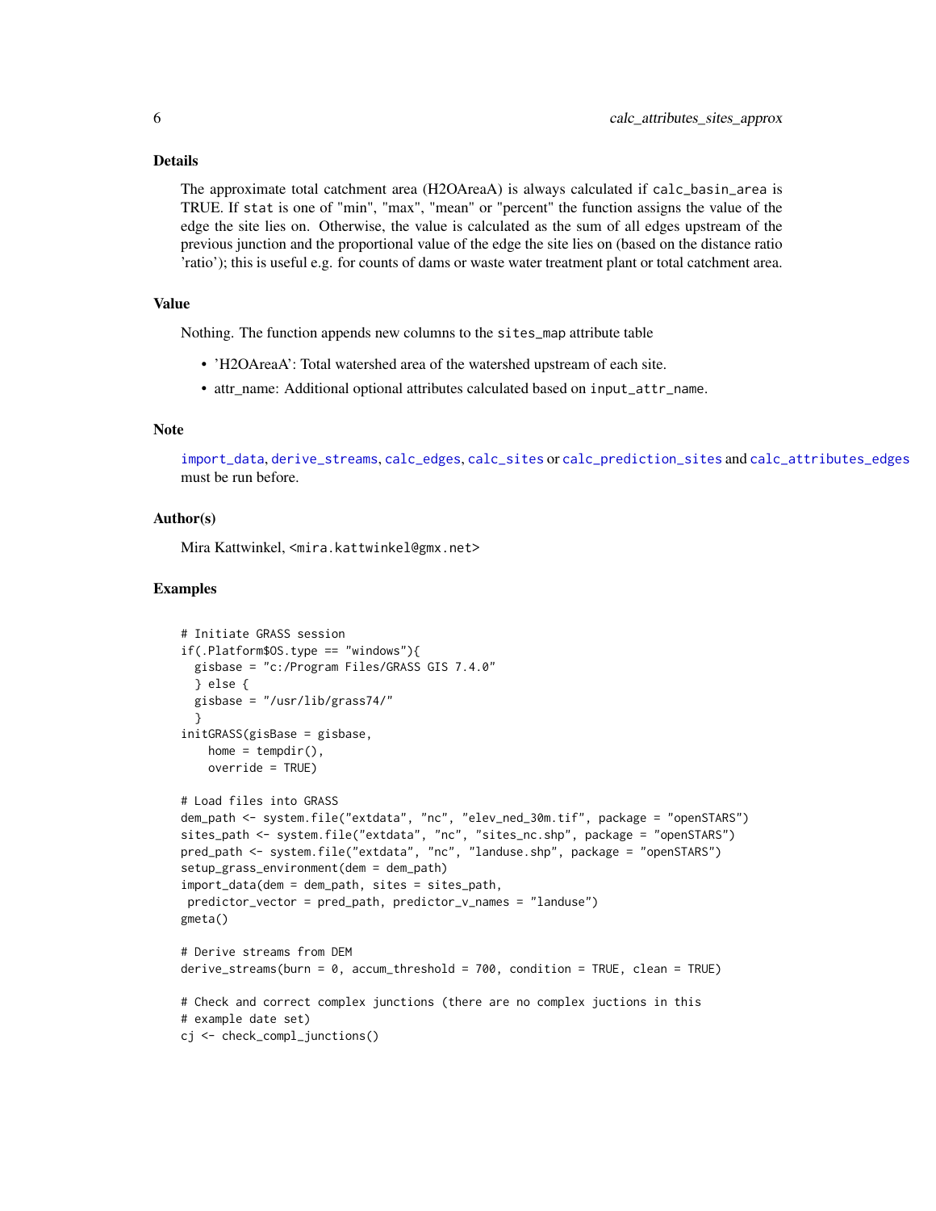## Details

The approximate total catchment area (H2OAreaA) is always calculated if `calc_basin_area` is TRUE. If `stat` is one of "min", "max", "mean" or "percent" the function assigns the value of the edge the site lies on. Otherwise, the value is calculated as the sum of all edges upstream of the previous junction and the proportional value of the edge the site lies on (based on the distance ratio 'ratio'); this is useful e.g. for counts of dams or waste water treatment plant or total catchment area.

## Value

Nothing. The function appends new columns to the `sites_map` attribute table

- 'H2OAreaA': Total watershed area of the watershed upstream of each site.
- attr_name: Additional optional attributes calculated based on `input_attr_name`.

## Note

`import_data`, `derive_streams`, `calc_edges`, `calc_sites` or `calc_prediction_sites` and `calc_attributes_edges` must be run before.

## Author(s)

Mira Kattwinkel, <mira.kattwinkel@gmx.net>

## Examples

```
# Initiate GRASS session
if(.Platform$OS.type == "windows"){
  gisbase = "c:/Program Files/GRASS GIS 7.4.0"
  } else {
  gisbase = "/usr/lib/grass74/"
  }
initGRASS(gisBase = gisbase,
    home = tempdir(),
    override = TRUE)

# Load files into GRASS
dem_path <- system.file("extdata", "nc", "elev_ned_30m.tif", package = "openSTARS")
sites_path <- system.file("extdata", "nc", "sites_nc.shp", package = "openSTARS")
pred_path <- system.file("extdata", "nc", "landuse.shp", package = "openSTARS")
setup_grass_environment(dem = dem_path)
import_data(dem = dem_path, sites = sites_path,
 predictor_vector = pred_path, predictor_v_names = "landuse")
gmeta()

# Derive streams from DEM
derive_streams(burn = 0, accum_threshold = 700, condition = TRUE, clean = TRUE)

# Check and correct complex junctions (there are no complex juctions in this
# example date set)
cj <- check_compl_junctions()
```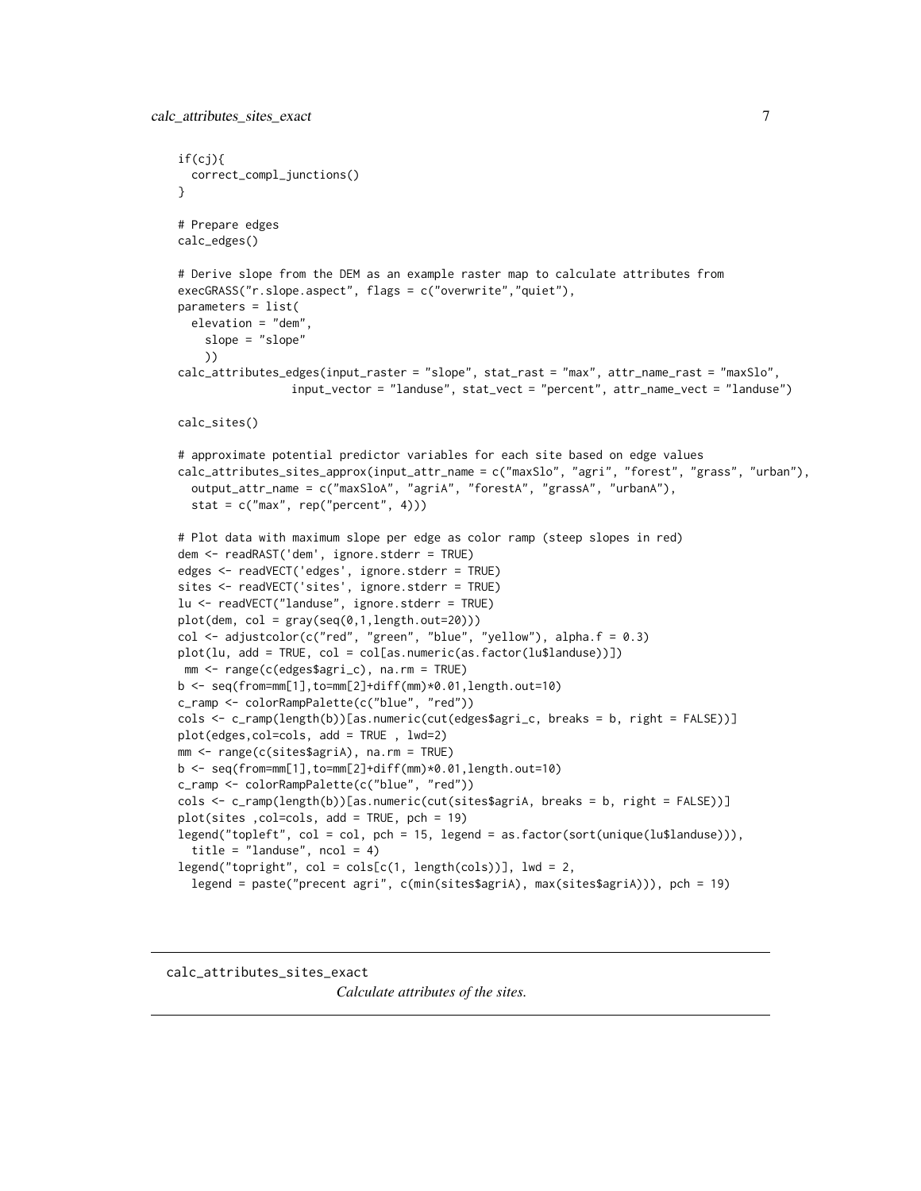```r
if(cj){
  correct_compl_junctions()
}

# Prepare edges
calc_edges()

# Derive slope from the DEM as an example raster map to calculate attributes from
execGRASS("r.slope.aspect", flags = c("overwrite","quiet"),
parameters = list(
  elevation = "dem",
    slope = "slope"
    ))
calc_attributes_edges(input_raster = "slope", stat_rast = "max", attr_name_rast = "maxSlo",
                input_vector = "landuse", stat_vect = "percent", attr_name_vect = "landuse")

calc_sites()

# approximate potential predictor variables for each site based on edge values
calc_attributes_sites_approx(input_attr_name = c("maxSlo", "agri", "forest", "grass", "urban"),
  output_attr_name = c("maxSloA", "agriA", "forestA", "grassA", "urbanA"),
  stat = c("max", rep("percent", 4)))

# Plot data with maximum slope per edge as color ramp (steep slopes in red)
dem <- readRAST('dem', ignore.stderr = TRUE)
edges <- readVECT('edges', ignore.stderr = TRUE)
sites <- readVECT('sites', ignore.stderr = TRUE)
lu <- readVECT("landuse", ignore.stderr = TRUE)
plot(dem, col = gray(seq(0,1,length.out=20)))
col <- adjustcolor(c("red", "green", "blue", "yellow"), alpha.f = 0.3)
plot(lu, add = TRUE, col = col[as.numeric(as.factor(lu$landuse))])
 mm <- range(c(edges$agri_c), na.rm = TRUE)
b <- seq(from=mm[1],to=mm[2]+diff(mm)*0.01,length.out=10)
c_ramp <- colorRampPalette(c("blue", "red"))
cols <- c_ramp(length(b))[as.numeric(cut(edges$agri_c, breaks = b, right = FALSE))]
plot(edges,col=cols, add = TRUE , lwd=2)
mm <- range(c(sites$agriA), na.rm = TRUE)
b <- seq(from=mm[1],to=mm[2]+diff(mm)*0.01,length.out=10)
c_ramp <- colorRampPalette(c("blue", "red"))
cols <- c_ramp(length(b))[as.numeric(cut(sites$agriA, breaks = b, right = FALSE))]
plot(sites ,col=cols, add = TRUE, pch = 19)
legend("topleft", col = col, pch = 15, legend = as.factor(sort(unique(lu$landuse))),
  title = "landuse", ncol = 4)
legend("topright", col = cols[c(1, length(cols))], lwd = 2,
  legend = paste("precent agri", c(min(sites$agriA), max(sites$agriA))), pch = 19)
```

---

## calc_attributes_sites_exact

*Calculate attributes of the sites.*

---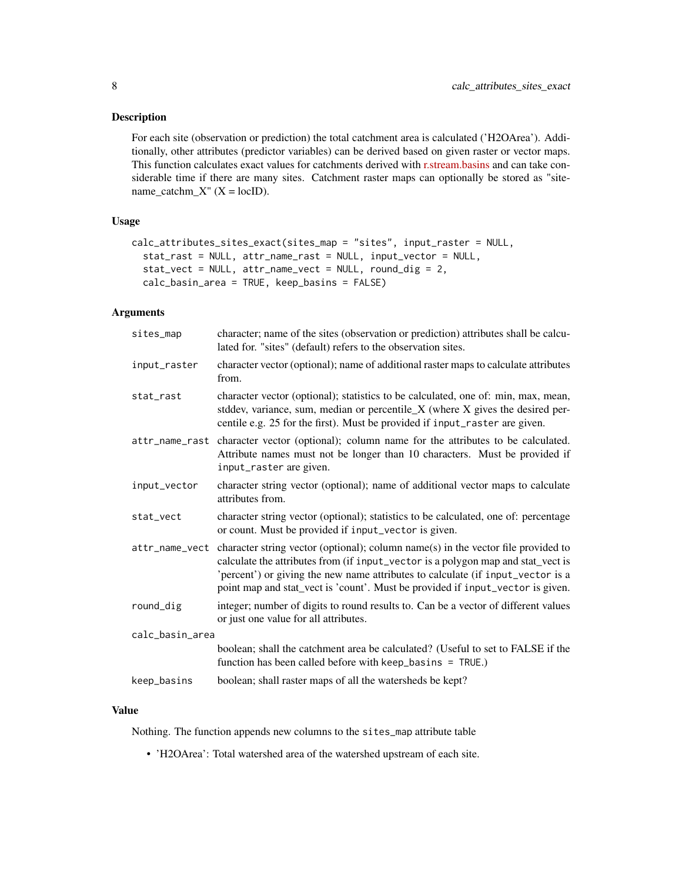## Description

For each site (observation or prediction) the total catchment area is calculated ('H2OArea'). Additionally, other attributes (predictor variables) can be derived based on given raster or vector maps. This function calculates exact values for catchments derived with r.stream.basins and can take considerable time if there are many sites. Catchment raster maps can optionally be stored as "sitename_catchm_X" (X = locID).

## Usage

```
calc_attributes_sites_exact(sites_map = "sites", input_raster = NULL,
  stat_rast = NULL, attr_name_rast = NULL, input_vector = NULL,
  stat_vect = NULL, attr_name_vect = NULL, round_dig = 2,
  calc_basin_area = TRUE, keep_basins = FALSE)
```

## Arguments

| | |
|---|---|
| `sites_map` | character; name of the sites (observation or prediction) attributes shall be calculated for. "sites" (default) refers to the observation sites. |
| `input_raster` | character vector (optional); name of additional raster maps to calculate attributes from. |
| `stat_rast` | character vector (optional); statistics to be calculated, one of: min, max, mean, stddev, variance, sum, median or percentile_X (where X gives the desired percentile e.g. 25 for the first). Must be provided if `input_raster` are given. |
| `attr_name_rast` | character vector (optional); column name for the attributes to be calculated. Attribute names must not be longer than 10 characters. Must be provided if `input_raster` are given. |
| `input_vector` | character string vector (optional); name of additional vector maps to calculate attributes from. |
| `stat_vect` | character string vector (optional); statistics to be calculated, one of: percentage or count. Must be provided if `input_vector` is given. |
| `attr_name_vect` | character string vector (optional); column name(s) in the vector file provided to calculate the attributes from (if `input_vector` is a polygon map and stat_vect is 'percent') or giving the new name attributes to calculate (if `input_vector` is a point map and stat_vect is 'count'. Must be provided if `input_vector` is given. |
| `round_dig` | integer; number of digits to round results to. Can be a vector of different values or just one value for all attributes. |
| `calc_basin_area` | boolean; shall the catchment area be calculated? (Useful to set to FALSE if the function has been called before with `keep_basins = TRUE`.) |
| `keep_basins` | boolean; shall raster maps of all the watersheds be kept? |

## Value

Nothing. The function appends new columns to the `sites_map` attribute table

- 'H2OArea': Total watershed area of the watershed upstream of each site.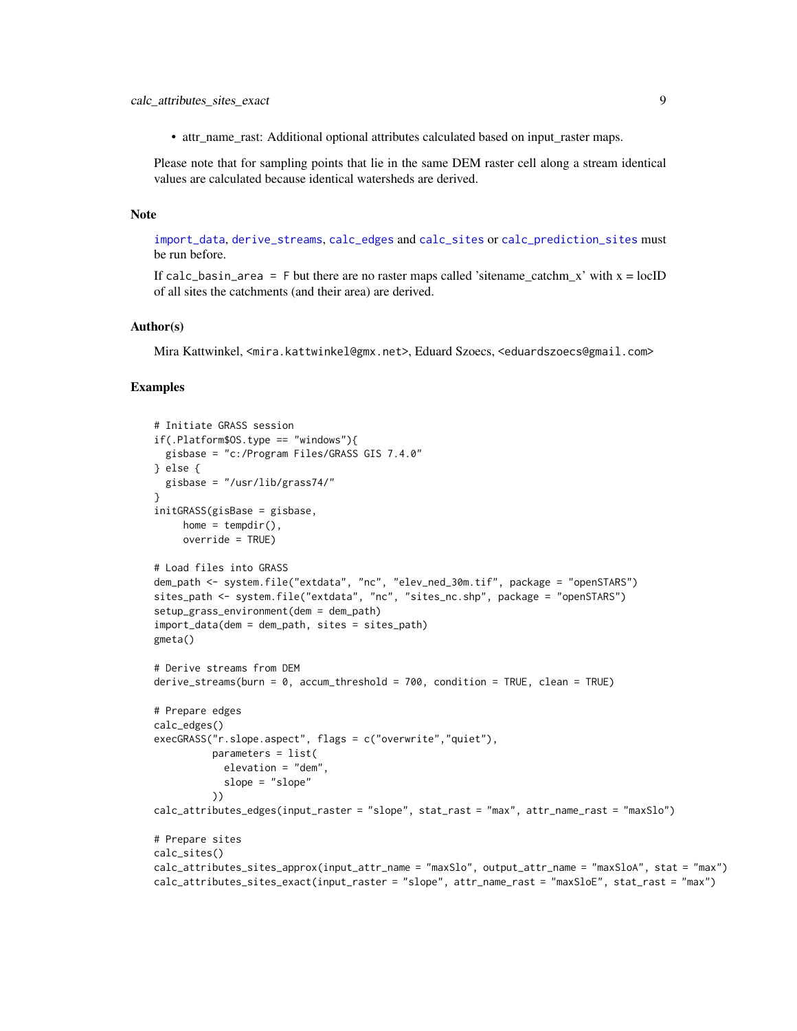- attr_name_rast: Additional optional attributes calculated based on input_raster maps.

Please note that for sampling points that lie in the same DEM raster cell along a stream identical values are calculated because identical watersheds are derived.

### Note

import_data, derive_streams, calc_edges and calc_sites or calc_prediction_sites must be run before.

If `calc_basin_area = F` but there are no raster maps called 'sitename_catchm_x' with x = locID of all sites the catchments (and their area) are derived.

### Author(s)

Mira Kattwinkel, <mira.kattwinkel@gmx.net>, Eduard Szoecs, <eduardszoecs@gmail.com>

### Examples

```
# Initiate GRASS session
if(.Platform$OS.type == "windows"){
  gisbase = "c:/Program Files/GRASS GIS 7.4.0"
} else {
  gisbase = "/usr/lib/grass74/"
}
initGRASS(gisBase = gisbase,
     home = tempdir(),
     override = TRUE)

# Load files into GRASS
dem_path <- system.file("extdata", "nc", "elev_ned_30m.tif", package = "openSTARS")
sites_path <- system.file("extdata", "nc", "sites_nc.shp", package = "openSTARS")
setup_grass_environment(dem = dem_path)
import_data(dem = dem_path, sites = sites_path)
gmeta()

# Derive streams from DEM
derive_streams(burn = 0, accum_threshold = 700, condition = TRUE, clean = TRUE)

# Prepare edges
calc_edges()
execGRASS("r.slope.aspect", flags = c("overwrite","quiet"),
          parameters = list(
            elevation = "dem",
            slope = "slope"
          ))
calc_attributes_edges(input_raster = "slope", stat_rast = "max", attr_name_rast = "maxSlo")

# Prepare sites
calc_sites()
calc_attributes_sites_approx(input_attr_name = "maxSlo", output_attr_name = "maxSloA", stat = "max")
calc_attributes_sites_exact(input_raster = "slope", attr_name_rast = "maxSloE", stat_rast = "max")
```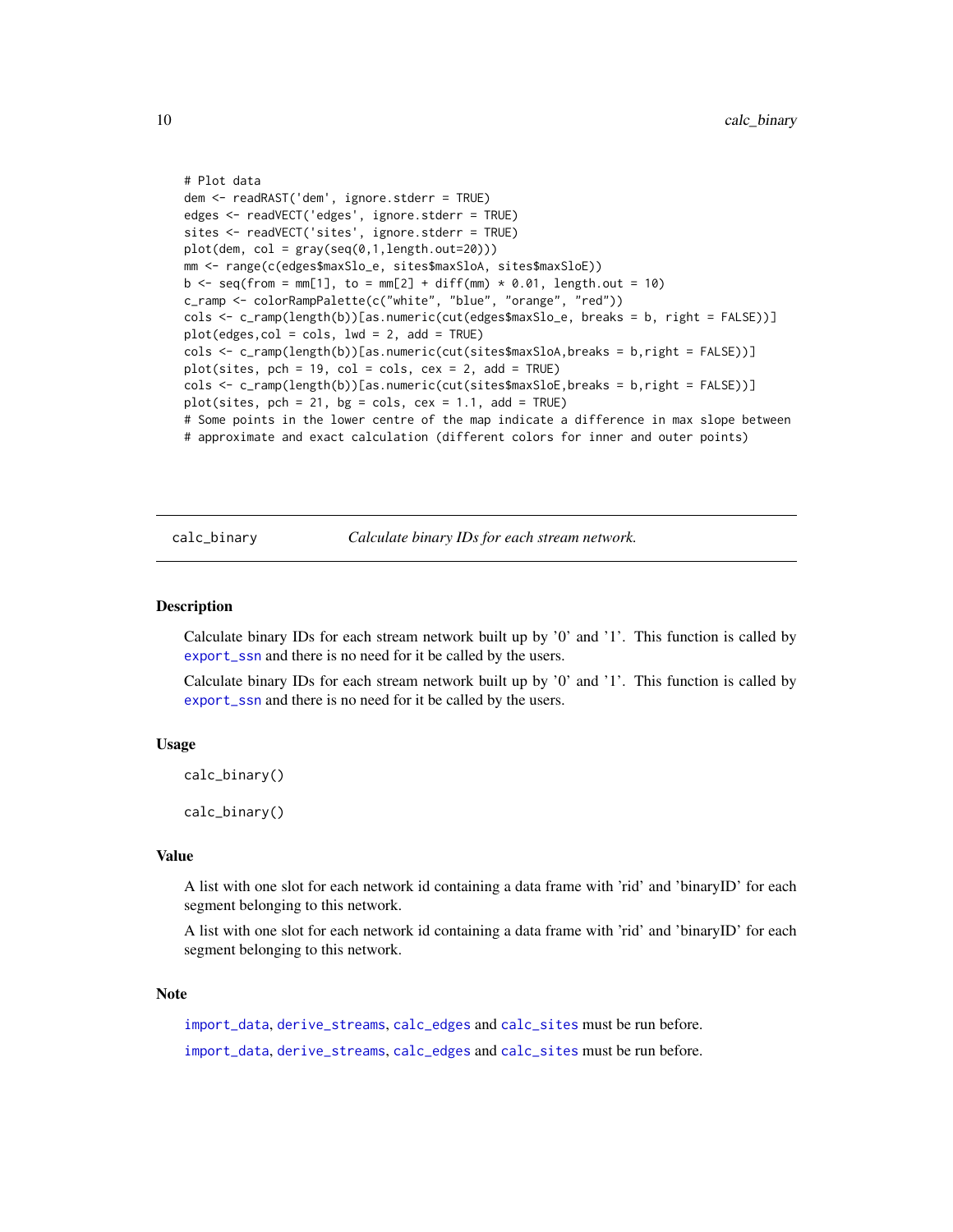```
# Plot data
dem <- readRAST('dem', ignore.stderr = TRUE)
edges <- readVECT('edges', ignore.stderr = TRUE)
sites <- readVECT('sites', ignore.stderr = TRUE)
plot(dem, col = gray(seq(0,1,length.out=20)))
mm <- range(c(edges$maxSlo_e, sites$maxSloA, sites$maxSloE))
b <- seq(from = mm[1], to = mm[2] + diff(mm) * 0.01, length.out = 10)
c_ramp <- colorRampPalette(c("white", "blue", "orange", "red"))
cols <- c_ramp(length(b))[as.numeric(cut(edges$maxSlo_e, breaks = b, right = FALSE))]
plot(edges,col = cols, lwd = 2, add = TRUE)
cols <- c_ramp(length(b))[as.numeric(cut(sites$maxSloA,breaks = b,right = FALSE))]
plot(sites, pch = 19, col = cols, cex = 2, add = TRUE)
cols <- c_ramp(length(b))[as.numeric(cut(sites$maxSloE,breaks = b,right = FALSE))]
plot(sites, pch = 21, bg = cols, cex = 1.1, add = TRUE)
# Some points in the lower centre of the map indicate a difference in max slope between
# approximate and exact calculation (different colors for inner and outer points)
```

---

## calc_binary — *Calculate binary IDs for each stream network.*

### Description

Calculate binary IDs for each stream network built up by '0' and '1'. This function is called by export_ssn and there is no need for it be called by the users.

Calculate binary IDs for each stream network built up by '0' and '1'. This function is called by export_ssn and there is no need for it be called by the users.

### Usage

```
calc_binary()

calc_binary()
```

### Value

A list with one slot for each network id containing a data frame with 'rid' and 'binaryID' for each segment belonging to this network.

A list with one slot for each network id containing a data frame with 'rid' and 'binaryID' for each segment belonging to this network.

### Note

import_data, derive_streams, calc_edges and calc_sites must be run before.

import_data, derive_streams, calc_edges and calc_sites must be run before.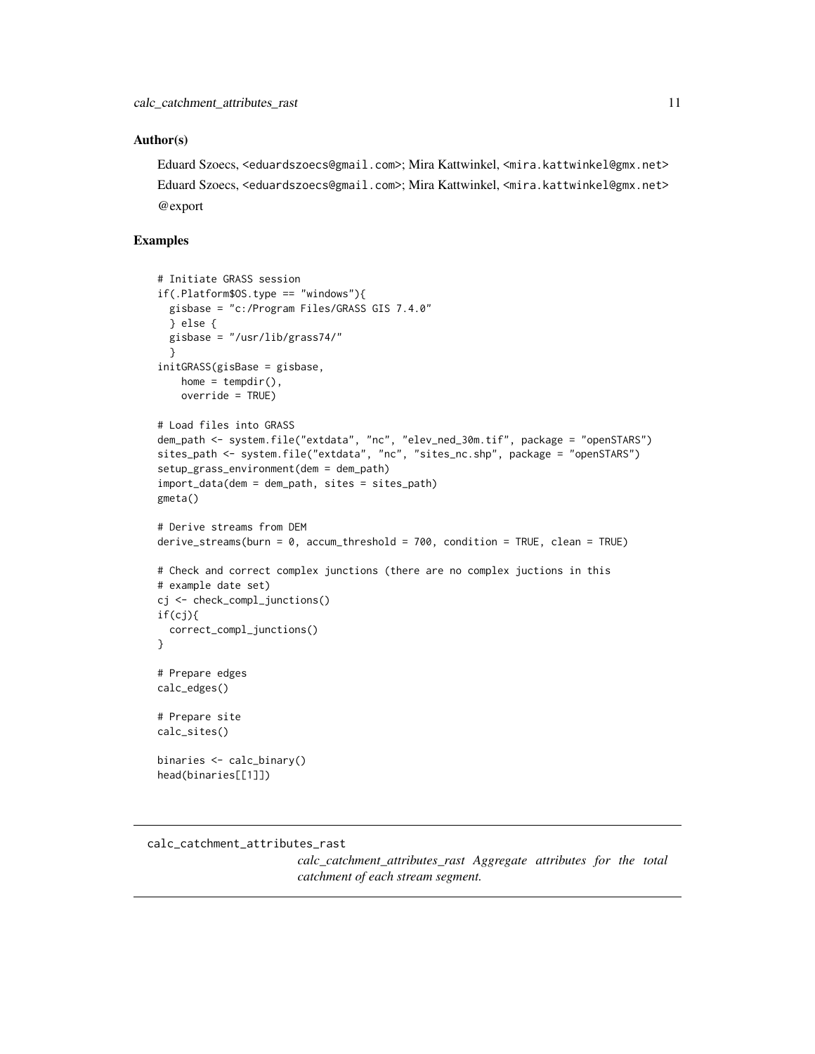## Author(s)

Eduard Szoecs, <eduardszoecs@gmail.com>; Mira Kattwinkel, <mira.kattwinkel@gmx.net>

Eduard Szoecs, <eduardszoecs@gmail.com>; Mira Kattwinkel, <mira.kattwinkel@gmx.net>

@export

## Examples

```
# Initiate GRASS session
if(.Platform$OS.type == "windows"){
  gisbase = "c:/Program Files/GRASS GIS 7.4.0"
  } else {
  gisbase = "/usr/lib/grass74/"
  }
initGRASS(gisBase = gisbase,
    home = tempdir(),
    override = TRUE)

# Load files into GRASS
dem_path <- system.file("extdata", "nc", "elev_ned_30m.tif", package = "openSTARS")
sites_path <- system.file("extdata", "nc", "sites_nc.shp", package = "openSTARS")
setup_grass_environment(dem = dem_path)
import_data(dem = dem_path, sites = sites_path)
gmeta()

# Derive streams from DEM
derive_streams(burn = 0, accum_threshold = 700, condition = TRUE, clean = TRUE)

# Check and correct complex junctions (there are no complex juctions in this
# example date set)
cj <- check_compl_junctions()
if(cj){
  correct_compl_junctions()
}

# Prepare edges
calc_edges()

# Prepare site
calc_sites()

binaries <- calc_binary()
head(binaries[[1]])
```

---

calc_catchment_attributes_rast

*calc_catchment_attributes_rast Aggregate attributes for the total catchment of each stream segment.*

---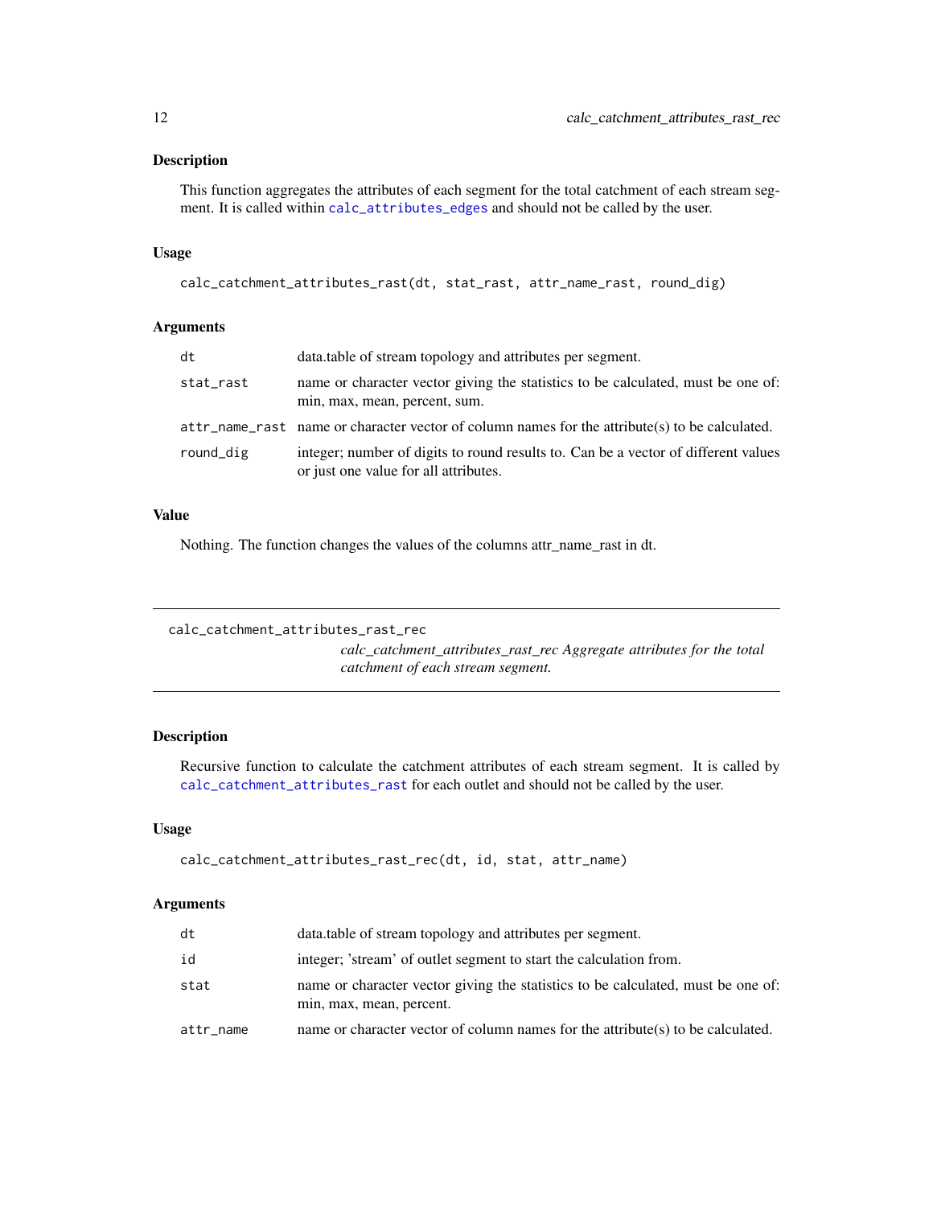## Description

This function aggregates the attributes of each segment for the total catchment of each stream segment. It is called within calc_attributes_edges and should not be called by the user.

## Usage

```
calc_catchment_attributes_rast(dt, stat_rast, attr_name_rast, round_dig)
```

## Arguments

| | |
|---|---|
| dt | data.table of stream topology and attributes per segment. |
| stat_rast | name or character vector giving the statistics to be calculated, must be one of: min, max, mean, percent, sum. |
| attr_name_rast | name or character vector of column names for the attribute(s) to be calculated. |
| round_dig | integer; number of digits to round results to. Can be a vector of different values or just one value for all attributes. |

## Value

Nothing. The function changes the values of the columns attr_name_rast in dt.

---

# calc_catchment_attributes_rast_rec

*calc_catchment_attributes_rast_rec Aggregate attributes for the total catchment of each stream segment.*

---

## Description

Recursive function to calculate the catchment attributes of each stream segment. It is called by calc_catchment_attributes_rast for each outlet and should not be called by the user.

## Usage

```
calc_catchment_attributes_rast_rec(dt, id, stat, attr_name)
```

## Arguments

| | |
|---|---|
| dt | data.table of stream topology and attributes per segment. |
| id | integer; 'stream' of outlet segment to start the calculation from. |
| stat | name or character vector giving the statistics to be calculated, must be one of: min, max, mean, percent. |
| attr_name | name or character vector of column names for the attribute(s) to be calculated. |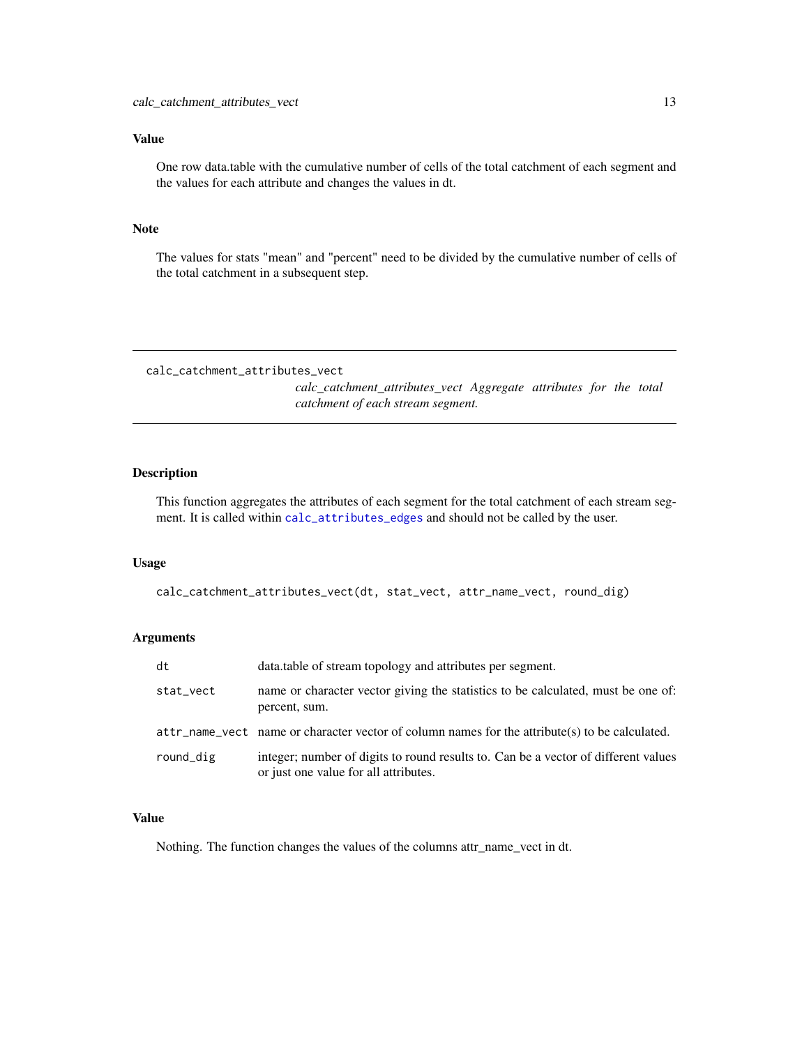### Value

One row data.table with the cumulative number of cells of the total catchment of each segment and the values for each attribute and changes the values in dt.

### Note

The values for stats "mean" and "percent" need to be divided by the cumulative number of cells of the total catchment in a subsequent step.

---

## calc_catchment_attributes_vect

*calc_catchment_attributes_vect Aggregate attributes for the total catchment of each stream segment.*

---

### Description

This function aggregates the attributes of each segment for the total catchment of each stream segment. It is called within `calc_attributes_edges` and should not be called by the user.

### Usage

```
calc_catchment_attributes_vect(dt, stat_vect, attr_name_vect, round_dig)
```

### Arguments

| Argument | Description |
| --- | --- |
| `dt` | data.table of stream topology and attributes per segment. |
| `stat_vect` | name or character vector giving the statistics to be calculated, must be one of: percent, sum. |
| `attr_name_vect` | name or character vector of column names for the attribute(s) to be calculated. |
| `round_dig` | integer; number of digits to round results to. Can be a vector of different values or just one value for all attributes. |

### Value

Nothing. The function changes the values of the columns attr_name_vect in dt.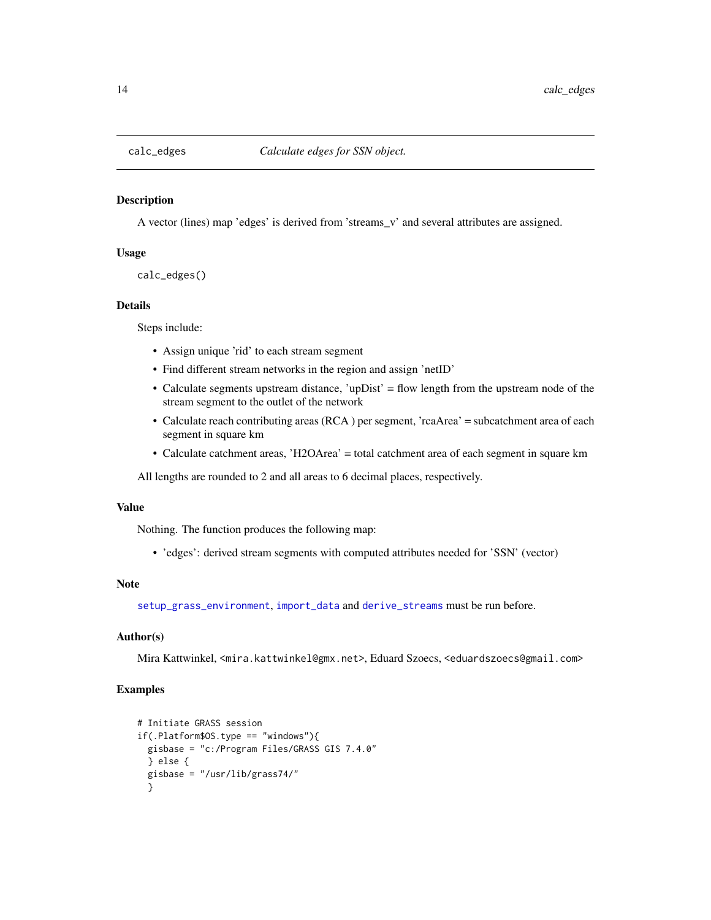## calc_edges — *Calculate edges for SSN object.*

### Description

A vector (lines) map 'edges' is derived from 'streams_v' and several attributes are assigned.

### Usage

```
calc_edges()
```

### Details

Steps include:

- Assign unique 'rid' to each stream segment
- Find different stream networks in the region and assign 'netID'
- Calculate segments upstream distance, 'upDist' = flow length from the upstream node of the stream segment to the outlet of the network
- Calculate reach contributing areas (RCA ) per segment, 'rcaArea' = subcatchment area of each segment in square km
- Calculate catchment areas, 'H2OArea' = total catchment area of each segment in square km

All lengths are rounded to 2 and all areas to 6 decimal places, respectively.

### Value

Nothing. The function produces the following map:

- 'edges': derived stream segments with computed attributes needed for 'SSN' (vector)

### Note

`setup_grass_environment`, `import_data` and `derive_streams` must be run before.

### Author(s)

Mira Kattwinkel, <mira.kattwinkel@gmx.net>, Eduard Szoecs, <eduardszoecs@gmail.com>

### Examples

```
# Initiate GRASS session
if(.Platform$OS.type == "windows"){
  gisbase = "c:/Program Files/GRASS GIS 7.4.0"
  } else {
  gisbase = "/usr/lib/grass74/"
  }
```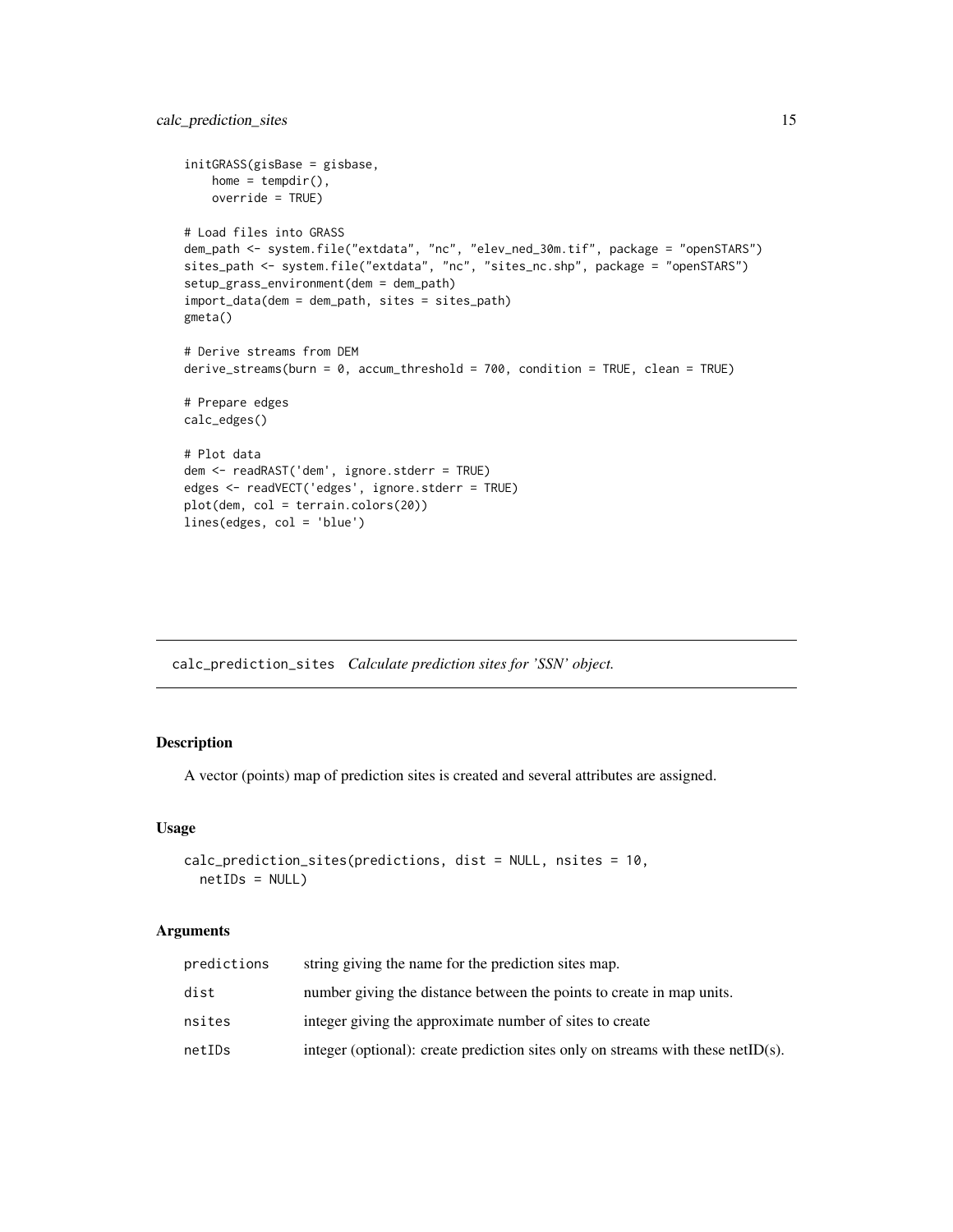```
initGRASS(gisBase = gisbase,
    home = tempdir(),
    override = TRUE)

# Load files into GRASS
dem_path <- system.file("extdata", "nc", "elev_ned_30m.tif", package = "openSTARS")
sites_path <- system.file("extdata", "nc", "sites_nc.shp", package = "openSTARS")
setup_grass_environment(dem = dem_path)
import_data(dem = dem_path, sites = sites_path)
gmeta()

# Derive streams from DEM
derive_streams(burn = 0, accum_threshold = 700, condition = TRUE, clean = TRUE)

# Prepare edges
calc_edges()

# Plot data
dem <- readRAST('dem', ignore.stderr = TRUE)
edges <- readVECT('edges', ignore.stderr = TRUE)
plot(dem, col = terrain.colors(20))
lines(edges, col = 'blue')
```

---

## calc_prediction_sites *Calculate prediction sites for 'SSN' object.*

---

### Description

A vector (points) map of prediction sites is created and several attributes are assigned.

### Usage

```
calc_prediction_sites(predictions, dist = NULL, nsites = 10,
  netIDs = NULL)
```

### Arguments

| | |
|---|---|
| predictions | string giving the name for the prediction sites map. |
| dist | number giving the distance between the points to create in map units. |
| nsites | integer giving the approximate number of sites to create |
| netIDs | integer (optional): create prediction sites only on streams with these netID(s). |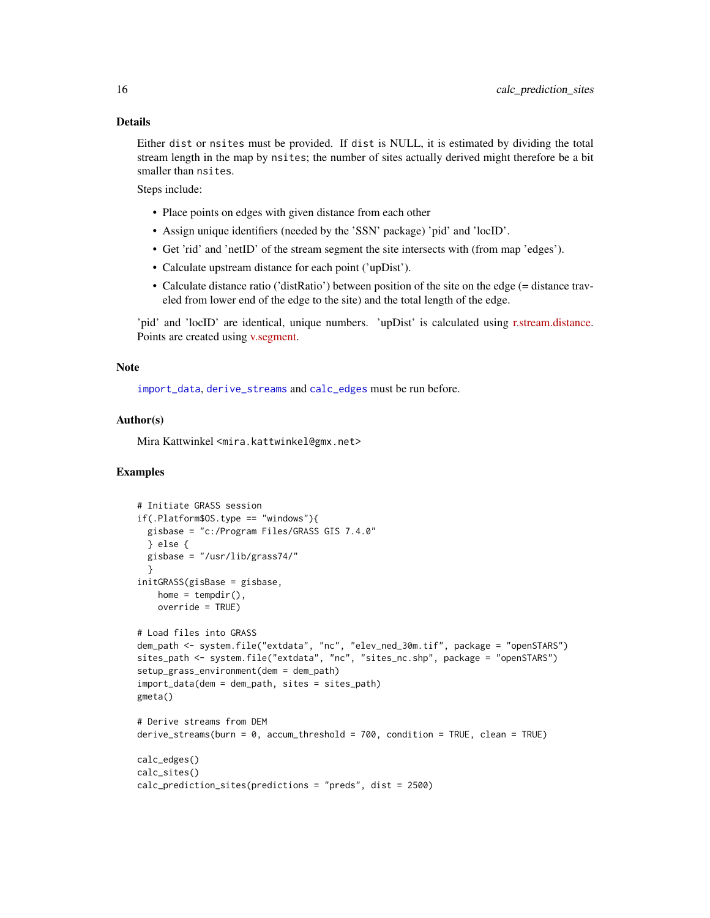### Details

Either `dist` or `nsites` must be provided. If `dist` is NULL, it is estimated by dividing the total stream length in the map by `nsites`; the number of sites actually derived might therefore be a bit smaller than `nsites`.

Steps include:

- Place points on edges with given distance from each other
- Assign unique identifiers (needed by the 'SSN' package) 'pid' and 'locID'.
- Get 'rid' and 'netID' of the stream segment the site intersects with (from map 'edges').
- Calculate upstream distance for each point ('upDist').
- Calculate distance ratio ('distRatio') between position of the site on the edge (= distance traveled from lower end of the edge to the site) and the total length of the edge.

'pid' and 'locID' are identical, unique numbers. 'upDist' is calculated using r.stream.distance. Points are created using v.segment.

### Note

`import_data`, `derive_streams` and `calc_edges` must be run before.

### Author(s)

Mira Kattwinkel <mira.kattwinkel@gmx.net>

### Examples

```
# Initiate GRASS session
if(.Platform$OS.type == "windows"){
  gisbase = "c:/Program Files/GRASS GIS 7.4.0"
  } else {
  gisbase = "/usr/lib/grass74/"
  }
initGRASS(gisBase = gisbase,
    home = tempdir(),
    override = TRUE)

# Load files into GRASS
dem_path <- system.file("extdata", "nc", "elev_ned_30m.tif", package = "openSTARS")
sites_path <- system.file("extdata", "nc", "sites_nc.shp", package = "openSTARS")
setup_grass_environment(dem = dem_path)
import_data(dem = dem_path, sites = sites_path)
gmeta()

# Derive streams from DEM
derive_streams(burn = 0, accum_threshold = 700, condition = TRUE, clean = TRUE)

calc_edges()
calc_sites()
calc_prediction_sites(predictions = "preds", dist = 2500)
```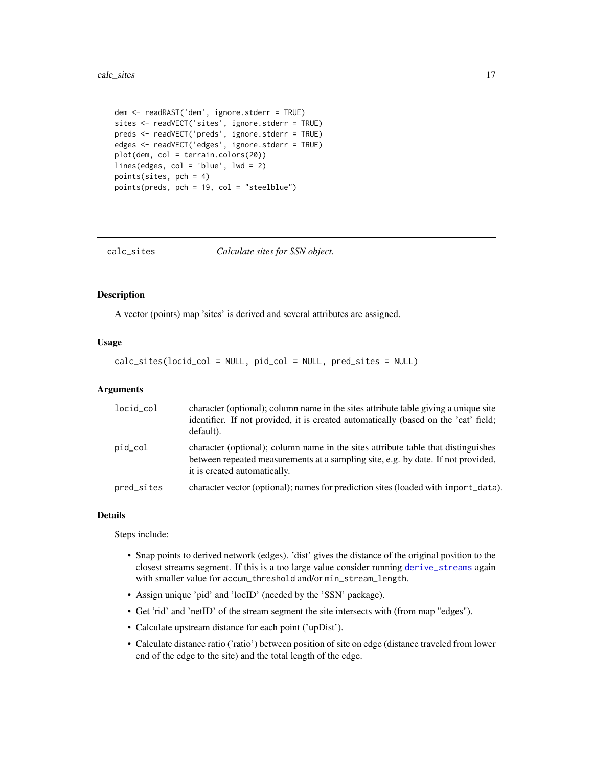```
dem <- readRAST('dem', ignore.stderr = TRUE)
sites <- readVECT('sites', ignore.stderr = TRUE)
preds <- readVECT('preds', ignore.stderr = TRUE)
edges <- readVECT('edges', ignore.stderr = TRUE)
plot(dem, col = terrain.colors(20))
lines(edges, col = 'blue', lwd = 2)
points(sites, pch = 4)
points(preds, pch = 19, col = "steelblue")
```

---

## calc_sites — *Calculate sites for SSN object.*

---

### Description

A vector (points) map 'sites' is derived and several attributes are assigned.

### Usage

```
calc_sites(locid_col = NULL, pid_col = NULL, pred_sites = NULL)
```

### Arguments

| | |
|---|---|
| `locid_col` | character (optional); column name in the sites attribute table giving a unique site identifier. If not provided, it is created automatically (based on the 'cat' field; default). |
| `pid_col` | character (optional); column name in the sites attribute table that distinguishes between repeated measurements at a sampling site, e.g. by date. If not provided, it is created automatically. |
| `pred_sites` | character vector (optional); names for prediction sites (loaded with `import_data`). |

### Details

Steps include:

- Snap points to derived network (edges). 'dist' gives the distance of the original position to the closest streams segment. If this is a too large value consider running `derive_streams` again with smaller value for `accum_threshold` and/or `min_stream_length`.
- Assign unique 'pid' and 'locID' (needed by the 'SSN' package).
- Get 'rid' and 'netID' of the stream segment the site intersects with (from map "edges").
- Calculate upstream distance for each point ('upDist').
- Calculate distance ratio ('ratio') between position of site on edge (distance traveled from lower end of the edge to the site) and the total length of the edge.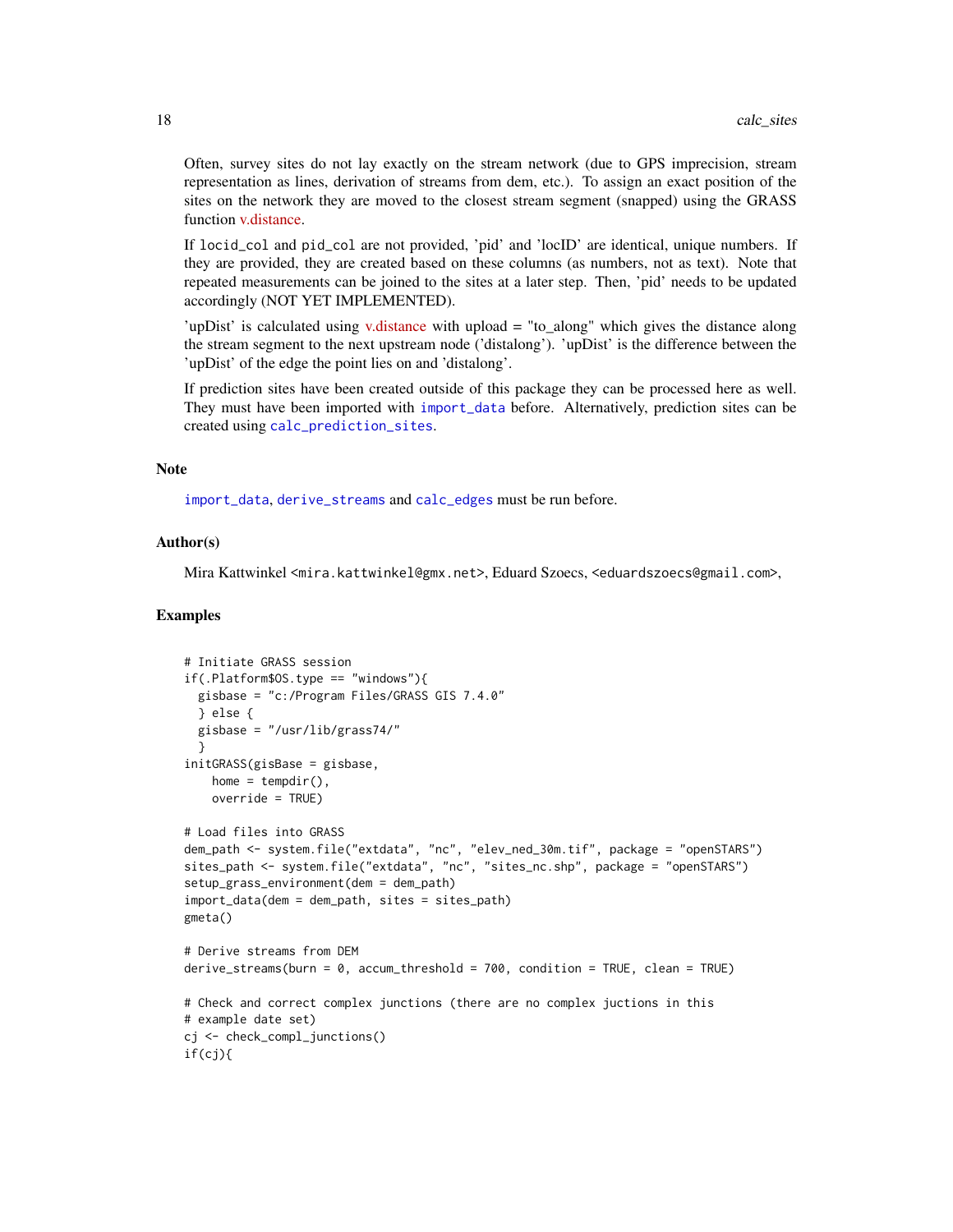Often, survey sites do not lay exactly on the stream network (due to GPS imprecision, stream representation as lines, derivation of streams from dem, etc.). To assign an exact position of the sites on the network they are moved to the closest stream segment (snapped) using the GRASS function v.distance.

If `locid_col` and `pid_col` are not provided, 'pid' and 'locID' are identical, unique numbers. If they are provided, they are created based on these columns (as numbers, not as text). Note that repeated measurements can be joined to the sites at a later step. Then, 'pid' needs to be updated accordingly (NOT YET IMPLEMENTED).

'upDist' is calculated using v.distance with upload = "to_along" which gives the distance along the stream segment to the next upstream node ('distalong'). 'upDist' is the difference between the 'upDist' of the edge the point lies on and 'distalong'.

If prediction sites have been created outside of this package they can be processed here as well. They must have been imported with `import_data` before. Alternatively, prediction sites can be created using `calc_prediction_sites`.

### Note

`import_data`, `derive_streams` and `calc_edges` must be run before.

### Author(s)

Mira Kattwinkel <mira.kattwinkel@gmx.net>, Eduard Szoecs, <eduardszoecs@gmail.com>,

### Examples

```
# Initiate GRASS session
if(.Platform$OS.type == "windows"){
  gisbase = "c:/Program Files/GRASS GIS 7.4.0"
  } else {
  gisbase = "/usr/lib/grass74/"
  }
initGRASS(gisBase = gisbase,
    home = tempdir(),
    override = TRUE)

# Load files into GRASS
dem_path <- system.file("extdata", "nc", "elev_ned_30m.tif", package = "openSTARS")
sites_path <- system.file("extdata", "nc", "sites_nc.shp", package = "openSTARS")
setup_grass_environment(dem = dem_path)
import_data(dem = dem_path, sites = sites_path)
gmeta()

# Derive streams from DEM
derive_streams(burn = 0, accum_threshold = 700, condition = TRUE, clean = TRUE)

# Check and correct complex junctions (there are no complex juctions in this
# example date set)
cj <- check_compl_junctions()
if(cj){
```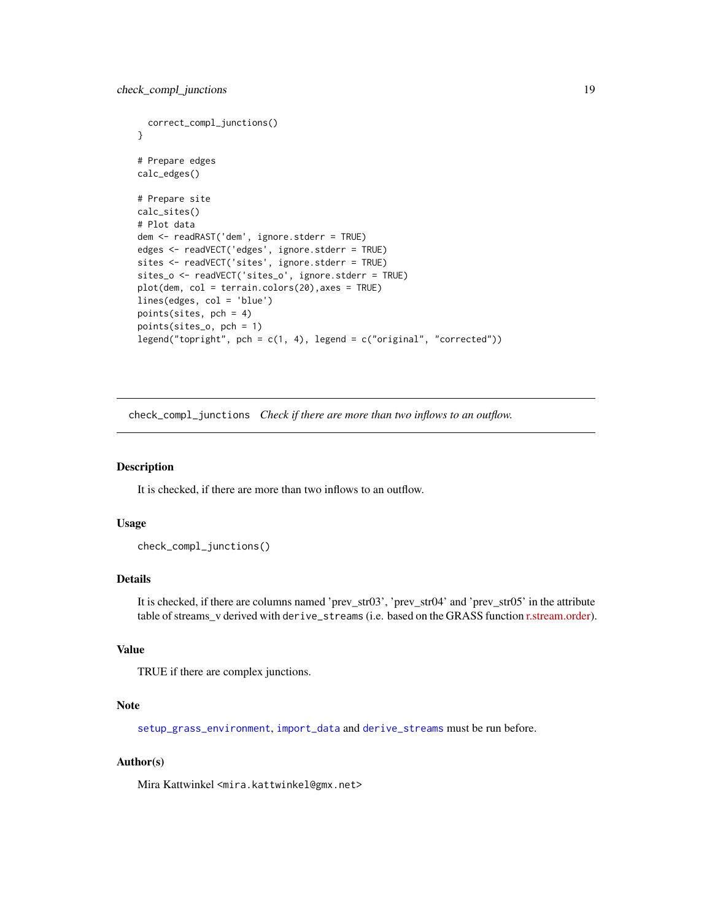```
  correct_compl_junctions()
}

# Prepare edges
calc_edges()

# Prepare site
calc_sites()
# Plot data
dem <- readRAST('dem', ignore.stderr = TRUE)
edges <- readVECT('edges', ignore.stderr = TRUE)
sites <- readVECT('sites', ignore.stderr = TRUE)
sites_o <- readVECT('sites_o', ignore.stderr = TRUE)
plot(dem, col = terrain.colors(20),axes = TRUE)
lines(edges, col = 'blue')
points(sites, pch = 4)
points(sites_o, pch = 1)
legend("topright", pch = c(1, 4), legend = c("original", "corrected"))
```

---

## check_compl_junctions *Check if there are more than two inflows to an outflow.*

---

### Description

It is checked, if there are more than two inflows to an outflow.

### Usage

```
check_compl_junctions()
```

### Details

It is checked, if there are columns named 'prev_str03', 'prev_str04' and 'prev_str05' in the attribute table of streams_v derived with `derive_streams` (i.e. based on the GRASS function r.stream.order).

### Value

TRUE if there are complex junctions.

### Note

`setup_grass_environment`, `import_data` and `derive_streams` must be run before.

### Author(s)

Mira Kattwinkel <mira.kattwinkel@gmx.net>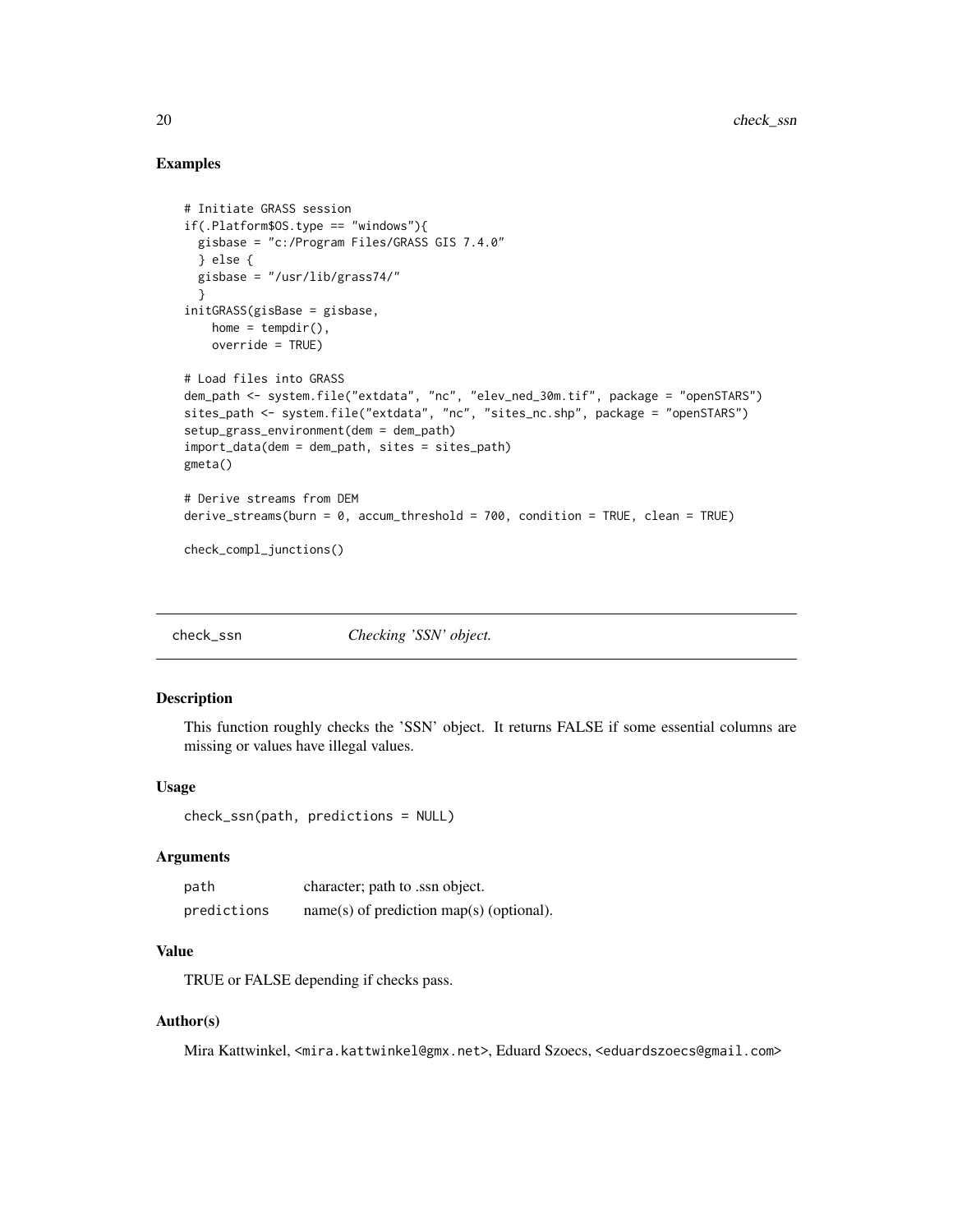## Examples

```
# Initiate GRASS session
if(.Platform$OS.type == "windows"){
  gisbase = "c:/Program Files/GRASS GIS 7.4.0"
  } else {
  gisbase = "/usr/lib/grass74/"
  }
initGRASS(gisBase = gisbase,
    home = tempdir(),
    override = TRUE)

# Load files into GRASS
dem_path <- system.file("extdata", "nc", "elev_ned_30m.tif", package = "openSTARS")
sites_path <- system.file("extdata", "nc", "sites_nc.shp", package = "openSTARS")
setup_grass_environment(dem = dem_path)
import_data(dem = dem_path, sites = sites_path)
gmeta()

# Derive streams from DEM
derive_streams(burn = 0, accum_threshold = 700, condition = TRUE, clean = TRUE)

check_compl_junctions()
```

---

# check_ssn *Checking 'SSN' object.*

---

## Description

This function roughly checks the 'SSN' object. It returns FALSE if some essential columns are missing or values have illegal values.

## Usage

```
check_ssn(path, predictions = NULL)
```

## Arguments

| | |
|---|---|
| `path` | character; path to .ssn object. |
| `predictions` | name(s) of prediction map(s) (optional). |

## Value

TRUE or FALSE depending if checks pass.

## Author(s)

Mira Kattwinkel, <mira.kattwinkel@gmx.net>, Eduard Szoecs, <eduardszoecs@gmail.com>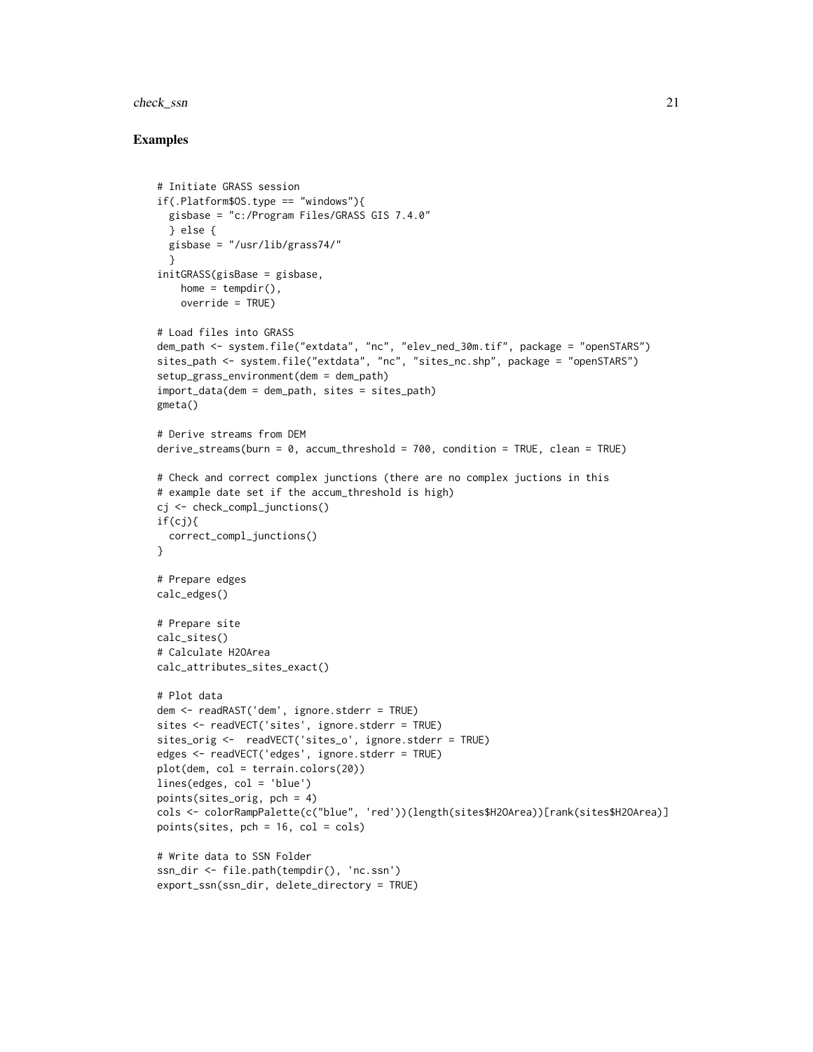## Examples

```
# Initiate GRASS session
if(.Platform$OS.type == "windows"){
  gisbase = "c:/Program Files/GRASS GIS 7.4.0"
  } else {
  gisbase = "/usr/lib/grass74/"
  }
initGRASS(gisBase = gisbase,
    home = tempdir(),
    override = TRUE)

# Load files into GRASS
dem_path <- system.file("extdata", "nc", "elev_ned_30m.tif", package = "openSTARS")
sites_path <- system.file("extdata", "nc", "sites_nc.shp", package = "openSTARS")
setup_grass_environment(dem = dem_path)
import_data(dem = dem_path, sites = sites_path)
gmeta()

# Derive streams from DEM
derive_streams(burn = 0, accum_threshold = 700, condition = TRUE, clean = TRUE)

# Check and correct complex junctions (there are no complex juctions in this
# example date set if the accum_threshold is high)
cj <- check_compl_junctions()
if(cj){
  correct_compl_junctions()
}

# Prepare edges
calc_edges()

# Prepare site
calc_sites()
# Calculate H2OArea
calc_attributes_sites_exact()

# Plot data
dem <- readRAST('dem', ignore.stderr = TRUE)
sites <- readVECT('sites', ignore.stderr = TRUE)
sites_orig <-  readVECT('sites_o', ignore.stderr = TRUE)
edges <- readVECT('edges', ignore.stderr = TRUE)
plot(dem, col = terrain.colors(20))
lines(edges, col = 'blue')
points(sites_orig, pch = 4)
cols <- colorRampPalette(c("blue", 'red'))(length(sites$H2OArea))[rank(sites$H2OArea)]
points(sites, pch = 16, col = cols)

# Write data to SSN Folder
ssn_dir <- file.path(tempdir(), 'nc.ssn')
export_ssn(ssn_dir, delete_directory = TRUE)
```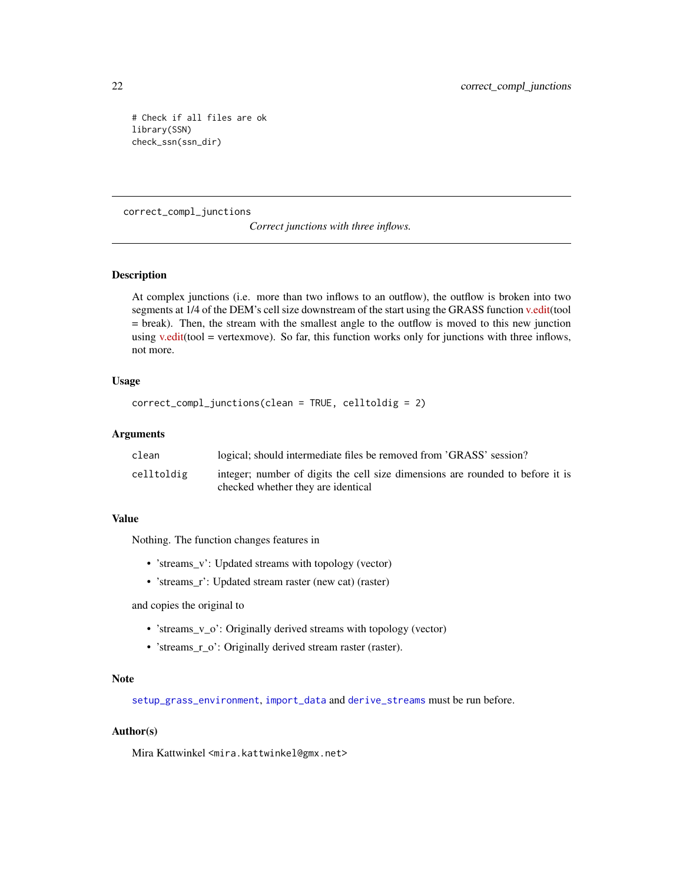```
# Check if all files are ok
library(SSN)
check_ssn(ssn_dir)
```

---

## correct_compl_junctions

*Correct junctions with three inflows.*

---

### Description

At complex junctions (i.e. more than two inflows to an outflow), the outflow is broken into two segments at 1/4 of the DEM's cell size downstream of the start using the GRASS function v.edit(tool = break). Then, the stream with the smallest angle to the outflow is moved to this new junction using v.edit(tool = vertexmove). So far, this function works only for junctions with three inflows, not more.

### Usage

```
correct_compl_junctions(clean = TRUE, celltoldig = 2)
```

### Arguments

| | |
|---|---|
| `clean` | logical; should intermediate files be removed from 'GRASS' session? |
| `celltoldig` | integer; number of digits the cell size dimensions are rounded to before it is checked whether they are identical |

### Value

Nothing. The function changes features in

- 'streams_v': Updated streams with topology (vector)
- 'streams_r': Updated stream raster (new cat) (raster)

and copies the original to

- 'streams_v_o': Originally derived streams with topology (vector)
- 'streams_r_o': Originally derived stream raster (raster).

### Note

`setup_grass_environment`, `import_data` and `derive_streams` must be run before.

### Author(s)

Mira Kattwinkel <mira.kattwinkel@gmx.net>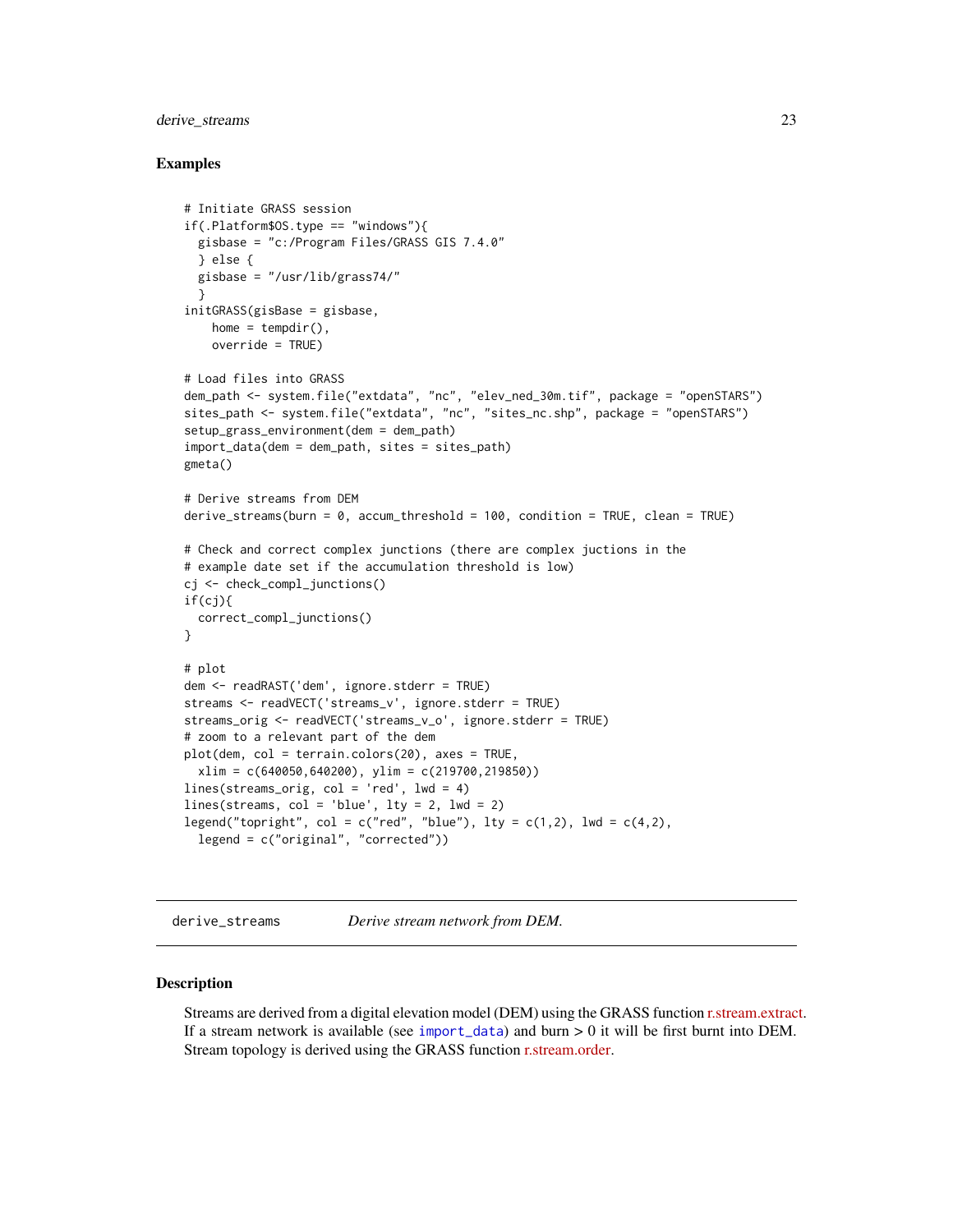### Examples

```
# Initiate GRASS session
if(.Platform$OS.type == "windows"){
  gisbase = "c:/Program Files/GRASS GIS 7.4.0"
  } else {
  gisbase = "/usr/lib/grass74/"
  }
initGRASS(gisBase = gisbase,
    home = tempdir(),
    override = TRUE)

# Load files into GRASS
dem_path <- system.file("extdata", "nc", "elev_ned_30m.tif", package = "openSTARS")
sites_path <- system.file("extdata", "nc", "sites_nc.shp", package = "openSTARS")
setup_grass_environment(dem = dem_path)
import_data(dem = dem_path, sites = sites_path)
gmeta()

# Derive streams from DEM
derive_streams(burn = 0, accum_threshold = 100, condition = TRUE, clean = TRUE)

# Check and correct complex junctions (there are complex juctions in the
# example date set if the accumulation threshold is low)
cj <- check_compl_junctions()
if(cj){
  correct_compl_junctions()
}

# plot
dem <- readRAST('dem', ignore.stderr = TRUE)
streams <- readVECT('streams_v', ignore.stderr = TRUE)
streams_orig <- readVECT('streams_v_o', ignore.stderr = TRUE)
# zoom to a relevant part of the dem
plot(dem, col = terrain.colors(20), axes = TRUE,
  xlim = c(640050,640200), ylim = c(219700,219850))
lines(streams_orig, col = 'red', lwd = 4)
lines(streams, col = 'blue', lty = 2, lwd = 2)
legend("topright", col = c("red", "blue"), lty = c(1,2), lwd = c(4,2),
  legend = c("original", "corrected"))
```

---

## derive_streams — *Derive stream network from DEM.*

---

### Description

Streams are derived from a digital elevation model (DEM) using the GRASS function r.stream.extract. If a stream network is available (see `import_data`) and burn > 0 it will be first burnt into DEM. Stream topology is derived using the GRASS function r.stream.order.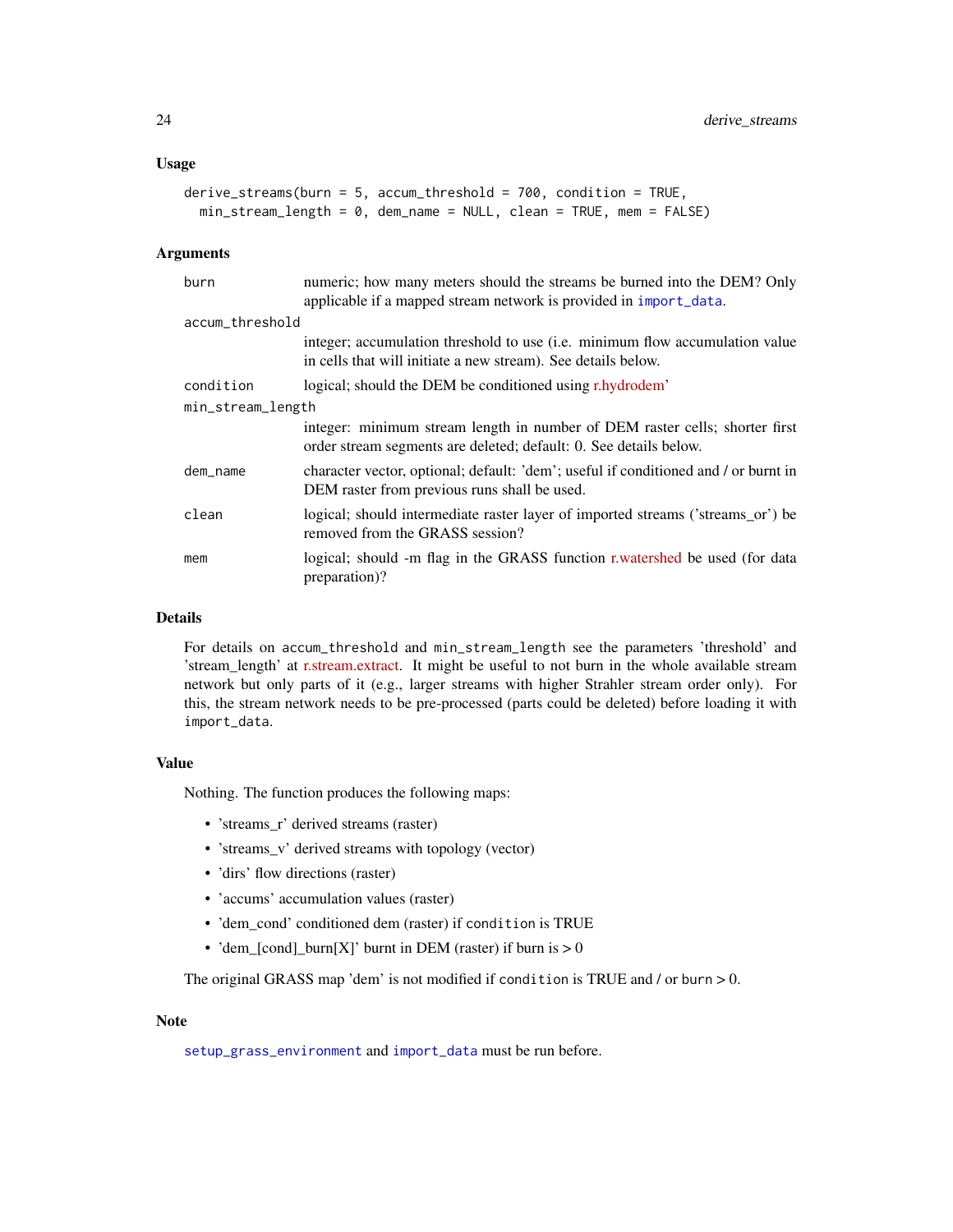### Usage

```
derive_streams(burn = 5, accum_threshold = 700, condition = TRUE,
  min_stream_length = 0, dem_name = NULL, clean = TRUE, mem = FALSE)
```

### Arguments

| Argument | Description |
|---|---|
| `burn` | numeric; how many meters should the streams be burned into the DEM? Only applicable if a mapped stream network is provided in `import_data`. |
| `accum_threshold` | integer; accumulation threshold to use (i.e. minimum flow accumulation value in cells that will initiate a new stream). See details below. |
| `condition` | logical; should the DEM be conditioned using r.hydrodem' |
| `min_stream_length` | integer: minimum stream length in number of DEM raster cells; shorter first order stream segments are deleted; default: 0. See details below. |
| `dem_name` | character vector, optional; default: 'dem'; useful if conditioned and / or burnt in DEM raster from previous runs shall be used. |
| `clean` | logical; should intermediate raster layer of imported streams ('streams_or') be removed from the GRASS session? |
| `mem` | logical; should -m flag in the GRASS function r.watershed be used (for data preparation)? |

### Details

For details on `accum_threshold` and `min_stream_length` see the parameters 'threshold' and 'stream_length' at r.stream.extract. It might be useful to not burn in the whole available stream network but only parts of it (e.g., larger streams with higher Strahler stream order only). For this, the stream network needs to be pre-processed (parts could be deleted) before loading it with `import_data`.

### Value

Nothing. The function produces the following maps:

- 'streams_r' derived streams (raster)
- 'streams_v' derived streams with topology (vector)
- 'dirs' flow directions (raster)
- 'accums' accumulation values (raster)
- 'dem_cond' conditioned dem (raster) if `condition` is TRUE
- 'dem_[cond]_burn[X]' burnt in DEM (raster) if burn is > 0

The original GRASS map 'dem' is not modified if `condition` is TRUE and / or `burn` > 0.

### Note

`setup_grass_environment` and `import_data` must be run before.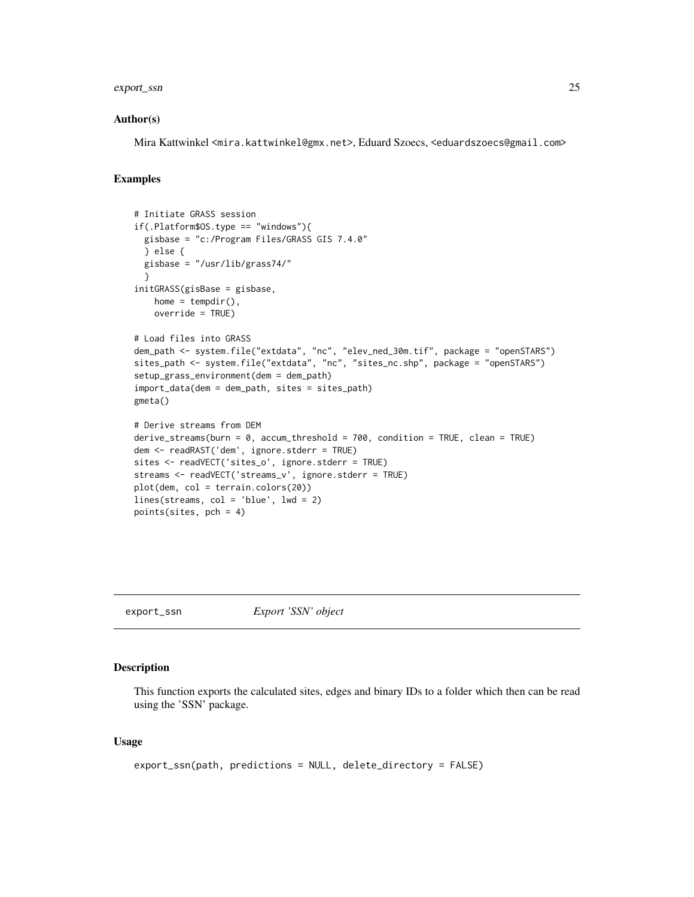### Author(s)

Mira Kattwinkel <mira.kattwinkel@gmx.net>, Eduard Szoecs, <eduardszoecs@gmail.com>

### Examples

```
# Initiate GRASS session
if(.Platform$OS.type == "windows"){
  gisbase = "c:/Program Files/GRASS GIS 7.4.0"
  } else {
  gisbase = "/usr/lib/grass74/"
  }
initGRASS(gisBase = gisbase,
    home = tempdir(),
    override = TRUE)

# Load files into GRASS
dem_path <- system.file("extdata", "nc", "elev_ned_30m.tif", package = "openSTARS")
sites_path <- system.file("extdata", "nc", "sites_nc.shp", package = "openSTARS")
setup_grass_environment(dem = dem_path)
import_data(dem = dem_path, sites = sites_path)
gmeta()

# Derive streams from DEM
derive_streams(burn = 0, accum_threshold = 700, condition = TRUE, clean = TRUE)
dem <- readRAST('dem', ignore.stderr = TRUE)
sites <- readVECT('sites_o', ignore.stderr = TRUE)
streams <- readVECT('streams_v', ignore.stderr = TRUE)
plot(dem, col = terrain.colors(20))
lines(streams, col = 'blue', lwd = 2)
points(sites, pch = 4)
```

---

## export_ssn — *Export 'SSN' object*

### Description

This function exports the calculated sites, edges and binary IDs to a folder which then can be read using the 'SSN' package.

### Usage

```
export_ssn(path, predictions = NULL, delete_directory = FALSE)
```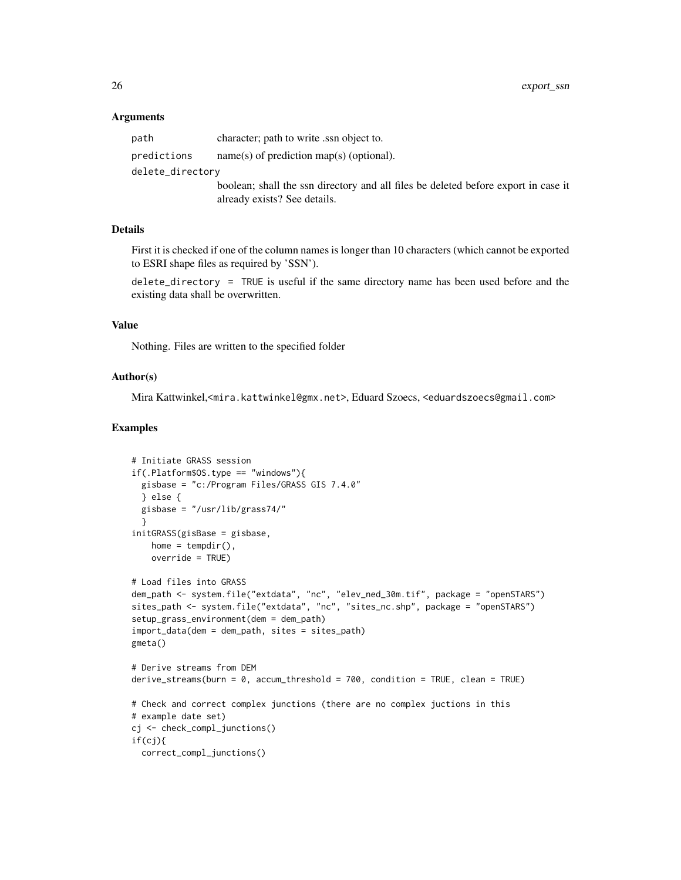### Arguments

| | |
|---|---|
| path | character; path to write .ssn object to. |
| predictions | name(s) of prediction map(s) (optional). |
| delete_directory | boolean; shall the ssn directory and all files be deleted before export in case it already exists? See details. |

### Details

First it is checked if one of the column names is longer than 10 characters (which cannot be exported to ESRI shape files as required by 'SSN').

`delete_directory = TRUE` is useful if the same directory name has been used before and the existing data shall be overwritten.

### Value

Nothing. Files are written to the specified folder

### Author(s)

Mira Kattwinkel,<mira.kattwinkel@gmx.net>, Eduard Szoecs, <eduardszoecs@gmail.com>

### Examples

```
# Initiate GRASS session
if(.Platform$OS.type == "windows"){
  gisbase = "c:/Program Files/GRASS GIS 7.4.0"
  } else {
  gisbase = "/usr/lib/grass74/"
  }
initGRASS(gisBase = gisbase,
    home = tempdir(),
    override = TRUE)

# Load files into GRASS
dem_path <- system.file("extdata", "nc", "elev_ned_30m.tif", package = "openSTARS")
sites_path <- system.file("extdata", "nc", "sites_nc.shp", package = "openSTARS")
setup_grass_environment(dem = dem_path)
import_data(dem = dem_path, sites = sites_path)
gmeta()

# Derive streams from DEM
derive_streams(burn = 0, accum_threshold = 700, condition = TRUE, clean = TRUE)

# Check and correct complex junctions (there are no complex juctions in this
# example date set)
cj <- check_compl_junctions()
if(cj){
  correct_compl_junctions()
```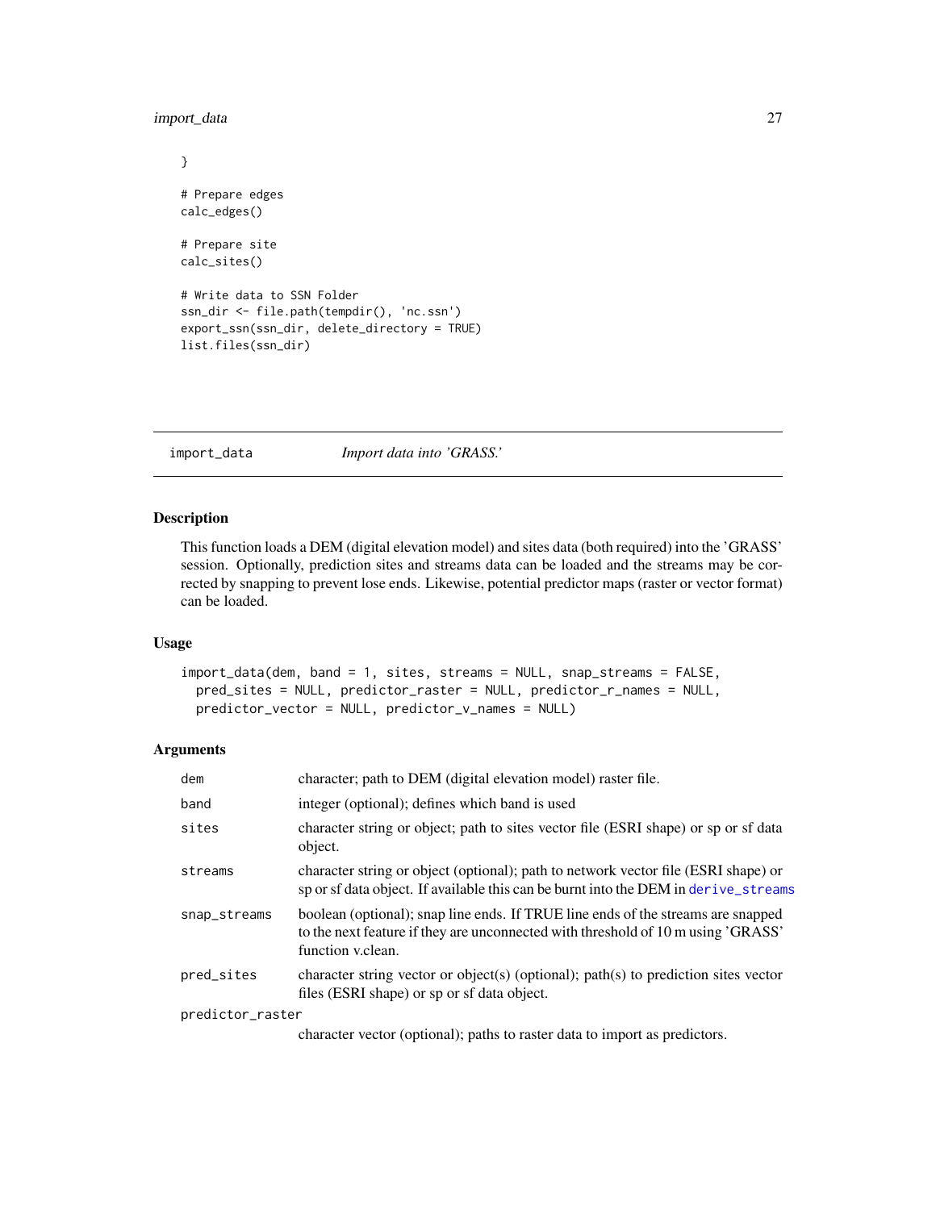```
}

# Prepare edges
calc_edges()

# Prepare site
calc_sites()

# Write data to SSN Folder
ssn_dir <- file.path(tempdir(), 'nc.ssn')
export_ssn(ssn_dir, delete_directory = TRUE)
list.files(ssn_dir)
```

---

## import_data    *Import data into 'GRASS.'*

### Description

This function loads a DEM (digital elevation model) and sites data (both required) into the 'GRASS' session. Optionally, prediction sites and streams data can be loaded and the streams may be corrected by snapping to prevent lose ends. Likewise, potential predictor maps (raster or vector format) can be loaded.

### Usage

```
import_data(dem, band = 1, sites, streams = NULL, snap_streams = FALSE,
  pred_sites = NULL, predictor_raster = NULL, predictor_r_names = NULL,
  predictor_vector = NULL, predictor_v_names = NULL)
```

### Arguments

| | |
|---|---|
| `dem` | character; path to DEM (digital elevation model) raster file. |
| `band` | integer (optional); defines which band is used |
| `sites` | character string or object; path to sites vector file (ESRI shape) or sp or sf data object. |
| `streams` | character string or object (optional); path to network vector file (ESRI shape) or sp or sf data object. If available this can be burnt into the DEM in `derive_streams` |
| `snap_streams` | boolean (optional); snap line ends. If TRUE line ends of the streams are snapped to the next feature if they are unconnected with threshold of 10 m using 'GRASS' function v.clean. |
| `pred_sites` | character string vector or object(s) (optional); path(s) to prediction sites vector files (ESRI shape) or sp or sf data object. |
| `predictor_raster` | character vector (optional); paths to raster data to import as predictors. |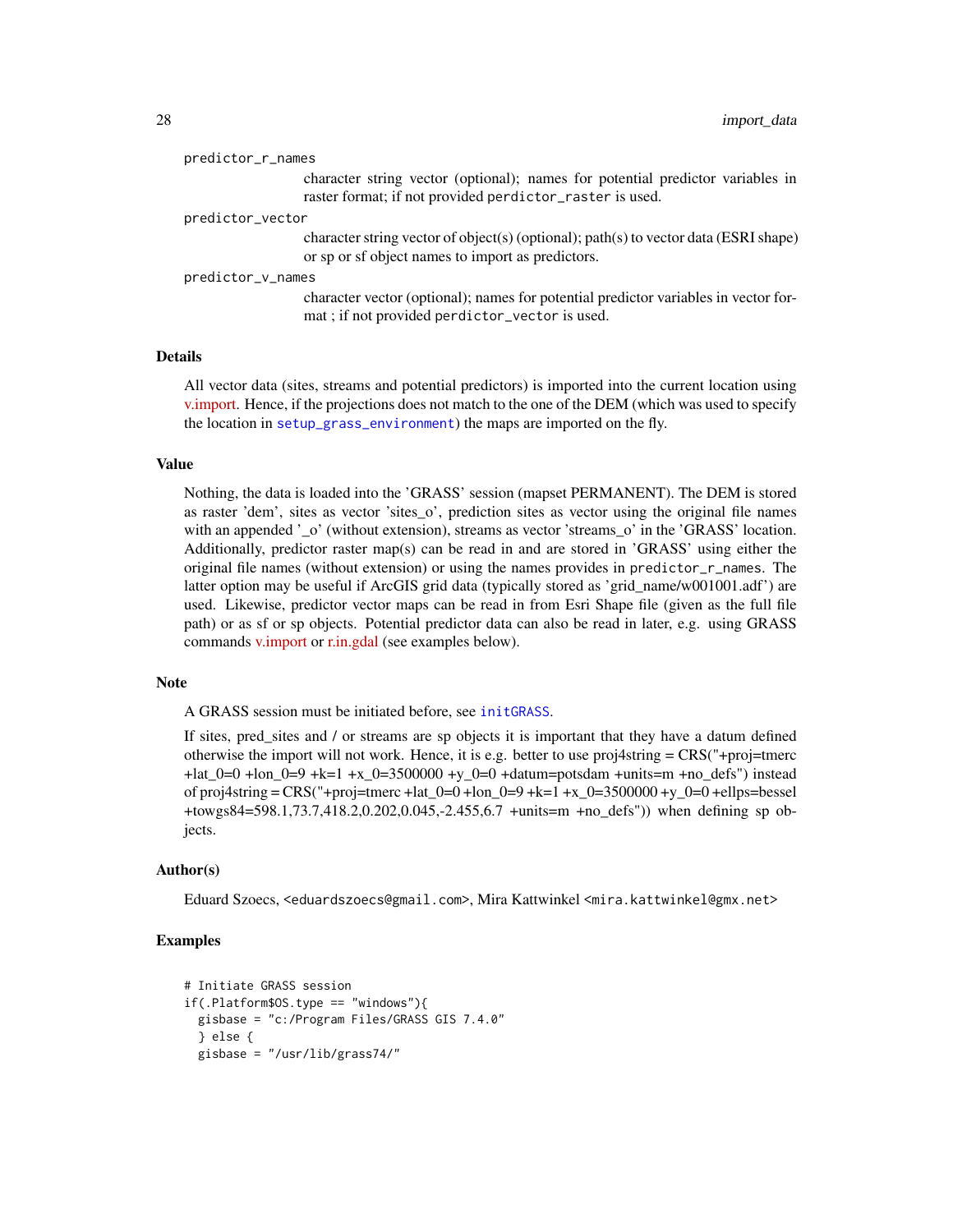predictor_r_names
: character string vector (optional); names for potential predictor variables in raster format; if not provided `perdictor_raster` is used.

predictor_vector
: character string vector of object(s) (optional); path(s) to vector data (ESRI shape) or sp or sf object names to import as predictors.

predictor_v_names
: character vector (optional); names for potential predictor variables in vector format ; if not provided `perdictor_vector` is used.

### Details

All vector data (sites, streams and potential predictors) is imported into the current location using v.import. Hence, if the projections does not match to the one of the DEM (which was used to specify the location in `setup_grass_environment`) the maps are imported on the fly.

### Value

Nothing, the data is loaded into the 'GRASS' session (mapset PERMANENT). The DEM is stored as raster 'dem', sites as vector 'sites_o', prediction sites as vector using the original file names with an appended '_o' (without extension), streams as vector 'streams_o' in the 'GRASS' location. Additionally, predictor raster map(s) can be read in and are stored in 'GRASS' using either the original file names (without extension) or using the names provides in `predictor_r_names`. The latter option may be useful if ArcGIS grid data (typically stored as 'grid_name/w001001.adf') are used. Likewise, predictor vector maps can be read in from Esri Shape file (given as the full file path) or as sf or sp objects. Potential predictor data can also be read in later, e.g. using GRASS commands v.import or r.in.gdal (see examples below).

### Note

A GRASS session must be initiated before, see `initGRASS`.

If sites, pred_sites and / or streams are sp objects it is important that they have a datum defined otherwise the import will not work. Hence, it is e.g. better to use proj4string = CRS("+proj=tmerc +lat_0=0 +lon_0=9 +k=1 +x_0=3500000 +y_0=0 +datum=potsdam +units=m +no_defs") instead of proj4string = CRS("+proj=tmerc +lat_0=0 +lon_0=9 +k=1 +x_0=3500000 +y_0=0 +ellps=bessel +towgs84=598.1,73.7,418.2,0.202,0.045,-2.455,6.7 +units=m +no_defs")) when defining sp objects.

### Author(s)

Eduard Szoecs, <eduardszoecs@gmail.com>, Mira Kattwinkel <mira.kattwinkel@gmx.net>

### Examples

```
# Initiate GRASS session
if(.Platform$OS.type == "windows"){
  gisbase = "c:/Program Files/GRASS GIS 7.4.0"
  } else {
  gisbase = "/usr/lib/grass74/"
```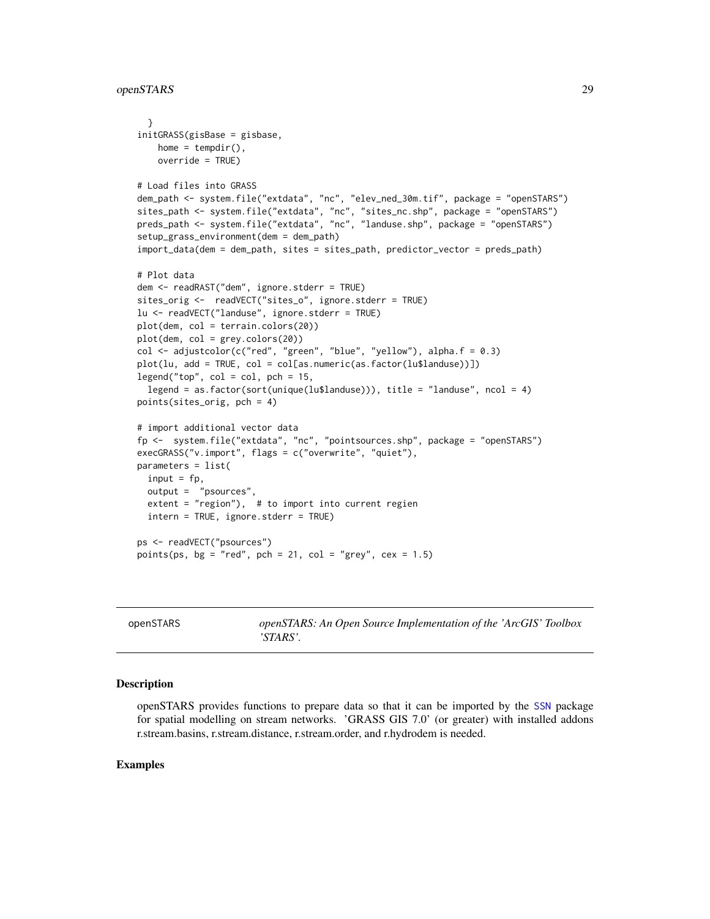```
  }
initGRASS(gisBase = gisbase,
    home = tempdir(),
    override = TRUE)

# Load files into GRASS
dem_path <- system.file("extdata", "nc", "elev_ned_30m.tif", package = "openSTARS")
sites_path <- system.file("extdata", "nc", "sites_nc.shp", package = "openSTARS")
preds_path <- system.file("extdata", "nc", "landuse.shp", package = "openSTARS")
setup_grass_environment(dem = dem_path)
import_data(dem = dem_path, sites = sites_path, predictor_vector = preds_path)

# Plot data
dem <- readRAST("dem", ignore.stderr = TRUE)
sites_orig <-  readVECT("sites_o", ignore.stderr = TRUE)
lu <- readVECT("landuse", ignore.stderr = TRUE)
plot(dem, col = terrain.colors(20))
plot(dem, col = grey.colors(20))
col <- adjustcolor(c("red", "green", "blue", "yellow"), alpha.f = 0.3)
plot(lu, add = TRUE, col = col[as.numeric(as.factor(lu$landuse))])
legend("top", col = col, pch = 15,
  legend = as.factor(sort(unique(lu$landuse))), title = "landuse", ncol = 4)
points(sites_orig, pch = 4)

# import additional vector data
fp <-  system.file("extdata", "nc", "pointsources.shp", package = "openSTARS")
execGRASS("v.import", flags = c("overwrite", "quiet"),
parameters = list(
  input = fp,
  output =  "psources",
  extent = "region"),  # to import into current regien
  intern = TRUE, ignore.stderr = TRUE)

ps <- readVECT("psources")
points(ps, bg = "red", pch = 21, col = "grey", cex = 1.5)
```

---

openSTARS — *openSTARS: An Open Source Implementation of the 'ArcGIS' Toolbox 'STARS'.*

---

## Description

openSTARS provides functions to prepare data so that it can be imported by the SSN package for spatial modelling on stream networks. 'GRASS GIS 7.0' (or greater) with installed addons r.stream.basins, r.stream.distance, r.stream.order, and r.hydrodem is needed.

## Examples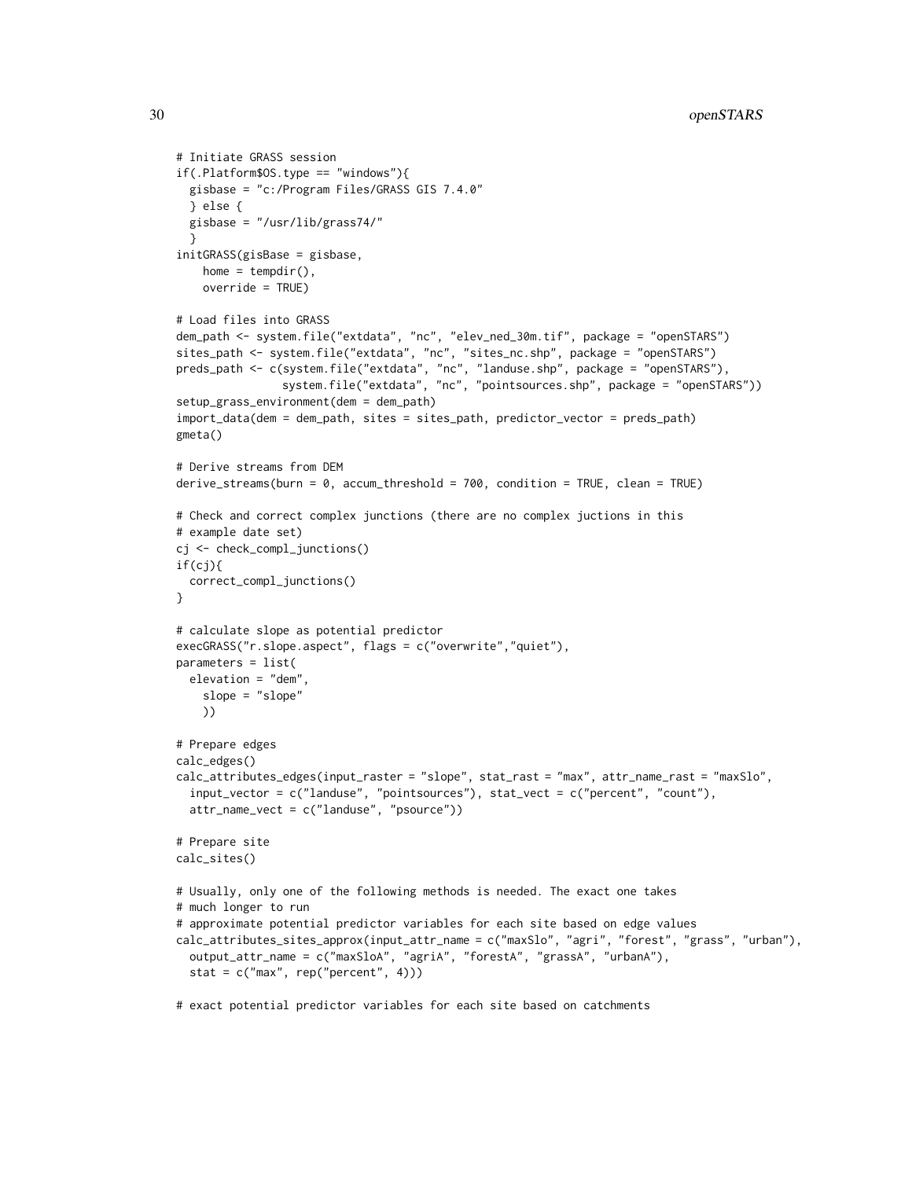```
# Initiate GRASS session
if(.Platform$OS.type == "windows"){
  gisbase = "c:/Program Files/GRASS GIS 7.4.0"
  } else {
  gisbase = "/usr/lib/grass74/"
  }
initGRASS(gisBase = gisbase,
    home = tempdir(),
    override = TRUE)

# Load files into GRASS
dem_path <- system.file("extdata", "nc", "elev_ned_30m.tif", package = "openSTARS")
sites_path <- system.file("extdata", "nc", "sites_nc.shp", package = "openSTARS")
preds_path <- c(system.file("extdata", "nc", "landuse.shp", package = "openSTARS"),
                system.file("extdata", "nc", "pointsources.shp", package = "openSTARS"))
setup_grass_environment(dem = dem_path)
import_data(dem = dem_path, sites = sites_path, predictor_vector = preds_path)
gmeta()

# Derive streams from DEM
derive_streams(burn = 0, accum_threshold = 700, condition = TRUE, clean = TRUE)

# Check and correct complex junctions (there are no complex juctions in this
# example date set)
cj <- check_compl_junctions()
if(cj){
  correct_compl_junctions()
}

# calculate slope as potential predictor
execGRASS("r.slope.aspect", flags = c("overwrite","quiet"),
parameters = list(
  elevation = "dem",
    slope = "slope"
    ))

# Prepare edges
calc_edges()
calc_attributes_edges(input_raster = "slope", stat_rast = "max", attr_name_rast = "maxSlo",
  input_vector = c("landuse", "pointsources"), stat_vect = c("percent", "count"),
  attr_name_vect = c("landuse", "psource"))

# Prepare site
calc_sites()

# Usually, only one of the following methods is needed. The exact one takes
# much longer to run
# approximate potential predictor variables for each site based on edge values
calc_attributes_sites_approx(input_attr_name = c("maxSlo", "agri", "forest", "grass", "urban"),
  output_attr_name = c("maxSloA", "agriA", "forestA", "grassA", "urbanA"),
  stat = c("max", rep("percent", 4)))

# exact potential predictor variables for each site based on catchments
```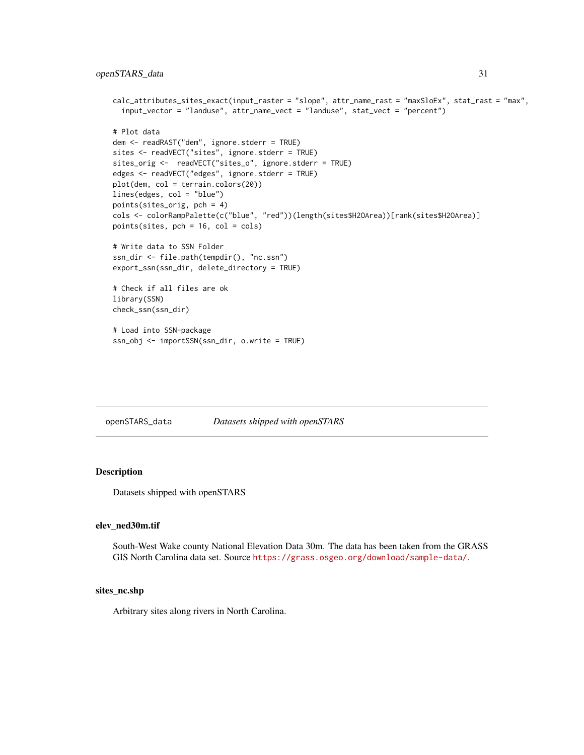```
calc_attributes_sites_exact(input_raster = "slope", attr_name_rast = "maxSloEx", stat_rast = "max",
  input_vector = "landuse", attr_name_vect = "landuse", stat_vect = "percent")

# Plot data
dem <- readRAST("dem", ignore.stderr = TRUE)
sites <- readVECT("sites", ignore.stderr = TRUE)
sites_orig <-  readVECT("sites_o", ignore.stderr = TRUE)
edges <- readVECT("edges", ignore.stderr = TRUE)
plot(dem, col = terrain.colors(20))
lines(edges, col = "blue")
points(sites_orig, pch = 4)
cols <- colorRampPalette(c("blue", "red"))(length(sites$H2OArea))[rank(sites$H2OArea)]
points(sites, pch = 16, col = cols)

# Write data to SSN Folder
ssn_dir <- file.path(tempdir(), "nc.ssn")
export_ssn(ssn_dir, delete_directory = TRUE)

# Check if all files are ok
library(SSN)
check_ssn(ssn_dir)

# Load into SSN-package
ssn_obj <- importSSN(ssn_dir, o.write = TRUE)
```

---

## openSTARS_data    *Datasets shipped with openSTARS*

---

### Description

Datasets shipped with openSTARS

### elev_ned30m.tif

South-West Wake county National Elevation Data 30m. The data has been taken from the GRASS GIS North Carolina data set. Source https://grass.osgeo.org/download/sample-data/.

### sites_nc.shp

Arbitrary sites along rivers in North Carolina.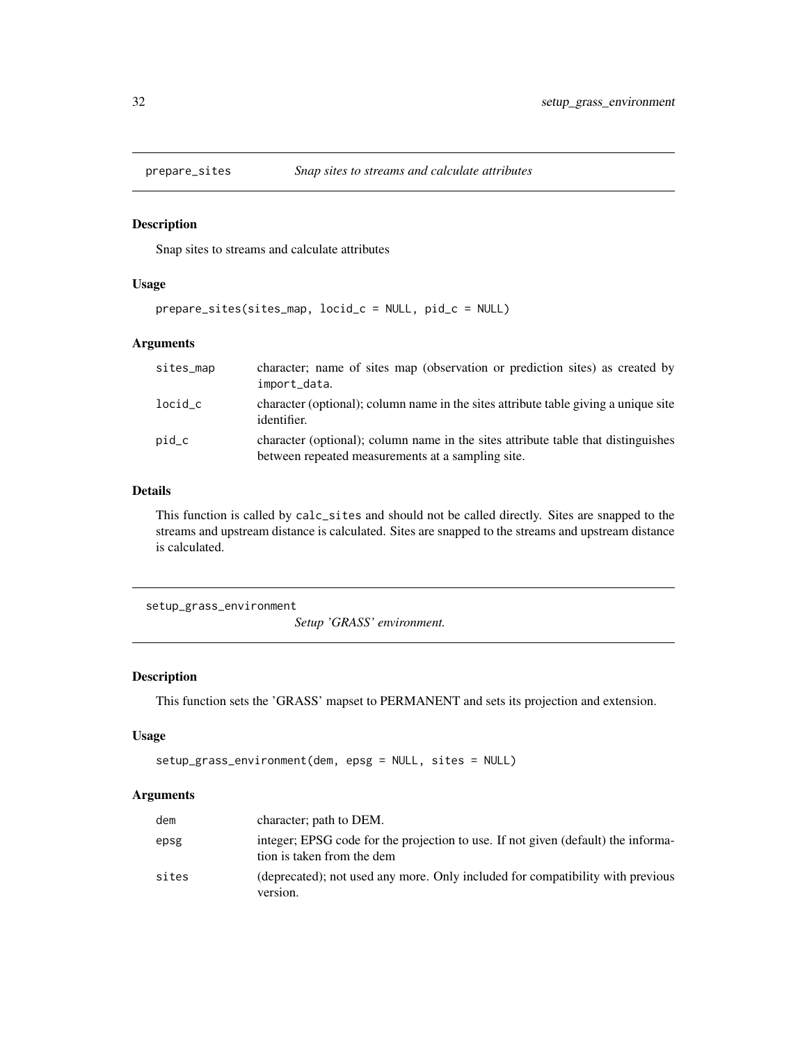## prepare_sites — *Snap sites to streams and calculate attributes*

### Description

Snap sites to streams and calculate attributes

### Usage

```
prepare_sites(sites_map, locid_c = NULL, pid_c = NULL)
```

### Arguments

| | |
|---|---|
| sites_map | character; name of sites map (observation or prediction sites) as created by `import_data`. |
| locid_c | character (optional); column name in the sites attribute table giving a unique site identifier. |
| pid_c | character (optional); column name in the sites attribute table that distinguishes between repeated measurements at a sampling site. |

### Details

This function is called by `calc_sites` and should not be called directly. Sites are snapped to the streams and upstream distance is calculated. Sites are snapped to the streams and upstream distance is calculated.

## setup_grass_environment — *Setup 'GRASS' environment.*

### Description

This function sets the 'GRASS' mapset to PERMANENT and sets its projection and extension.

### Usage

```
setup_grass_environment(dem, epsg = NULL, sites = NULL)
```

### Arguments

| | |
|---|---|
| dem | character; path to DEM. |
| epsg | integer; EPSG code for the projection to use. If not given (default) the information is taken from the dem |
| sites | (deprecated); not used any more. Only included for compatibility with previous version. |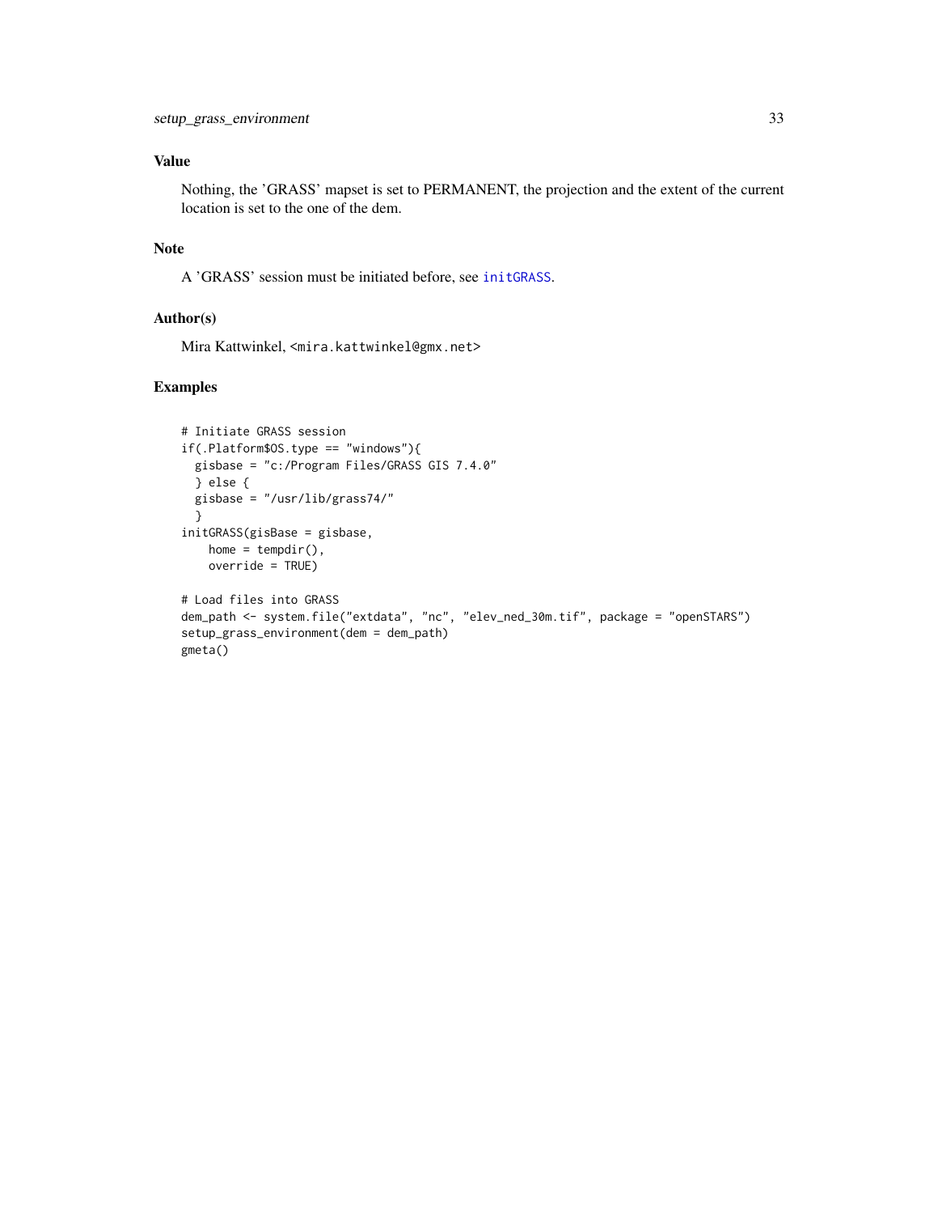## Value

Nothing, the 'GRASS' mapset is set to PERMANENT, the projection and the extent of the current location is set to the one of the dem.

## Note

A 'GRASS' session must be initiated before, see `initGRASS`.

## Author(s)

Mira Kattwinkel, <mira.kattwinkel@gmx.net>

## Examples

```
# Initiate GRASS session
if(.Platform$OS.type == "windows"){
  gisbase = "c:/Program Files/GRASS GIS 7.4.0"
  } else {
  gisbase = "/usr/lib/grass74/"
  }
initGRASS(gisBase = gisbase,
    home = tempdir(),
    override = TRUE)

# Load files into GRASS
dem_path <- system.file("extdata", "nc", "elev_ned_30m.tif", package = "openSTARS")
setup_grass_environment(dem = dem_path)
gmeta()
```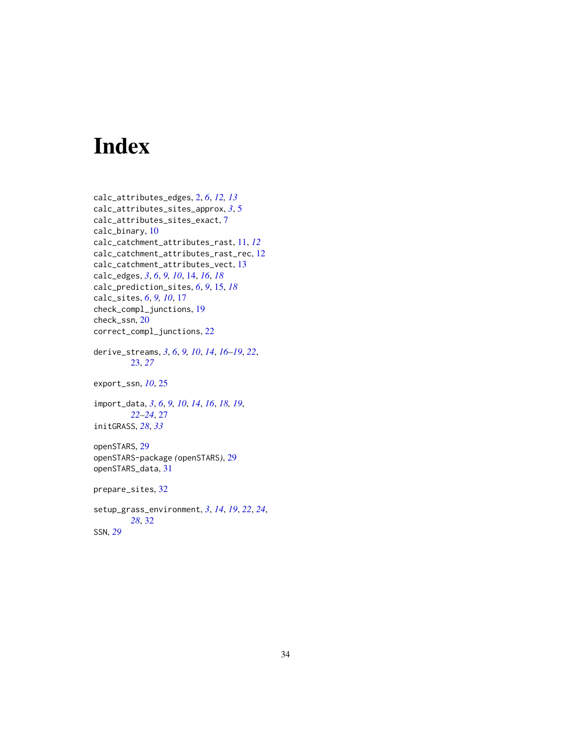# Index

calc_attributes_edges, 2, *6*, *12, 13*
calc_attributes_sites_approx, *3*, 5
calc_attributes_sites_exact, 7
calc_binary, 10
calc_catchment_attributes_rast, 11, *12*
calc_catchment_attributes_rast_rec, 12
calc_catchment_attributes_vect, 13
calc_edges, *3*, *6*, *9, 10*, 14, *16*, *18*
calc_prediction_sites, *6*, *9*, 15, *18*
calc_sites, *6*, *9, 10*, 17
check_compl_junctions, 19
check_ssn, 20
correct_compl_junctions, 22

derive_streams, *3*, *6*, *9, 10*, *14*, *16–19*, *22*, 23, *27*

export_ssn, *10*, 25

import_data, *3*, *6*, *9, 10*, *14*, *16*, *18, 19*, *22–24*, 27
initGRASS, *28*, *33*

openSTARS, 29
openSTARS-package *(*openSTARS*)*, 29
openSTARS_data, 31

prepare_sites, 32

setup_grass_environment, *3*, *14*, *19*, *22*, *24*, *28*, 32
SSN, *29*